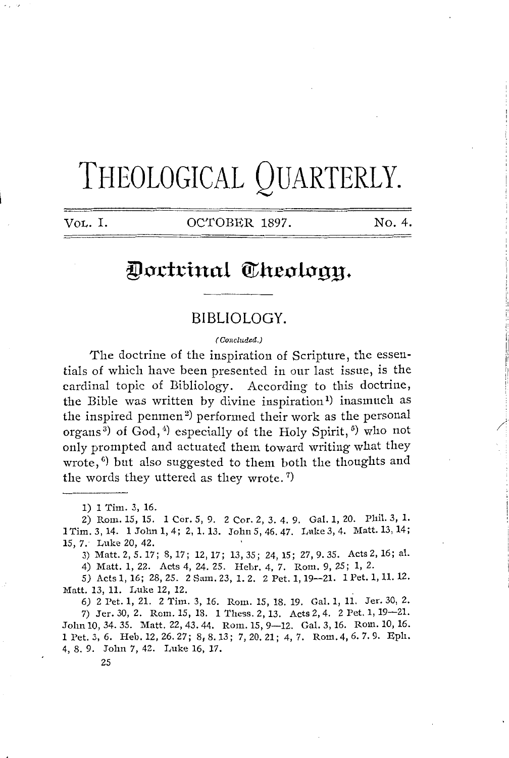# THEOLOGICAL QUARTERLY.

VOL. I. OCTOBER 1897. No. 4.

## Doctrinal Theology.

### BIBLIOLOGY.

*(Concluded.)*

The doctrine of the inspiration of Scripture, the essentials of which have been presented in our last issue, is the cardinal topic of Bibliology. According to this doctrine, the Bible was written by divine inspiration[1] inasmuch as the inspired penmen[2] performed their work as the personal organs[3] of God,[4] especially of the Holy Spirit,[5] who not only prompted and actuated them toward writing what they wrote,[6] but also suggested to them both the thoughts and the words they uttered as they wrote.[7]

---

1) 1 Tim. 3, 16.

2) Rom. 15, 15. 1 Cor. 5, 9. 2 Cor. 2, 3. 4. 9. Gal. 1, 20. Phil. 3, 1. 1 Tim. 3, 14. 1 John 1, 4; 2, 1. 13. John 5, 46. 47. Luke 3, 4. Matt. 13, 14; 15, 7. Luke 20, 42.

3) Matt. 2, 5. 17; 8, 17; 12, 17; 13, 35; 24, 15; 27, 9. 35. Acts 2, 16; al.

4) Matt. 1, 22. Acts 4, 24. 25. Hebr. 4, 7. Rom. 9, 25; 1, 2.

5) Acts 1, 16; 28, 25. 2 Sam. 23, 1. 2. 2 Pet. 1, 19—21. 1 Pet. 1, 11. 12. Matt. 13, 11. Luke 12, 12.

6) 2 Pet. 1, 21. 2 Tim. 3, 16. Rom. 15, 18. 19. Gal. 1, 11. Jer. 30, 2.

7) Jer. 30, 2. Rom. 15, 18. 1 Thess. 2, 13. Acts 2, 4. 2 Pet. 1, 19—21. John 10, 34. 35. Matt. 22, 43. 44. Rom. 15, 9—12. Gal. 3, 16. Rom. 10, 16. 1 Pet. 3, 6. Heb. 12, 26. 27; 8, 8. 13; 7, 20. 21; 4, 7. Rom. 4, 6. 7. 9. Eph. 4, 8. 9. John 7, 42. Luke 16, 17.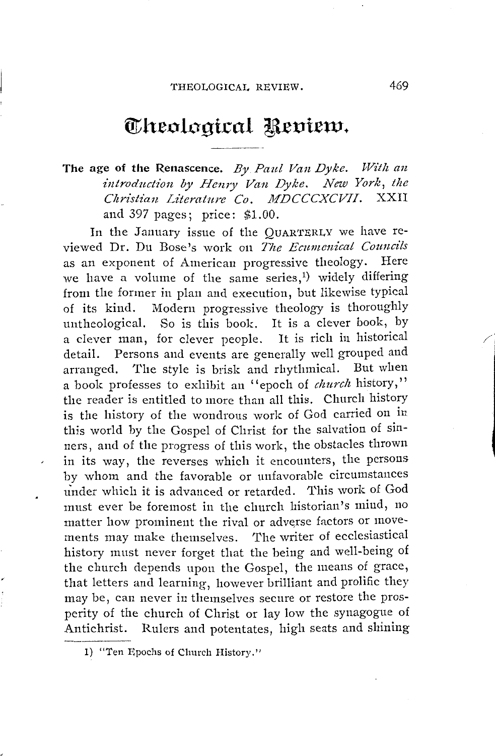# Theological Review.

**The age of the Renascence.** *By Paul Van Dyke. With an introduction by Henry Van Dyke. New York, the Christian Literature Co. MDCCCXCVII.* XXII and 397 pages; price: $1.00.

In the January issue of the QUARTERLY we have reviewed Dr. Du Bose's work on *The Ecumenical Councils* as an exponent of American progressive theology. Here we have a volume of the same series,[1] widely differing from the former in plan and execution, but likewise typical of its kind. Modern progressive theology is thoroughly untheological. So is this book. It is a clever book, by a clever man, for clever people. It is rich in historical detail. Persons and events are generally well grouped and arranged. The style is brisk and rhythmical. But when a book professes to exhibit an "epoch of *church* history," the reader is entitled to more than all this. Church history is the history of the wondrous work of God carried on in this world by the Gospel of Christ for the salvation of sinners, and of the progress of this work, the obstacles thrown in its way, the reverses which it encounters, the persons by whom and the favorable or unfavorable circumstances under which it is advanced or retarded. This work of God must ever be foremost in the church historian's mind, no matter how prominent the rival or adverse factors or movements may make themselves. The writer of ecclesiastical history must never forget that the being and well-being of the church depends upon the Gospel, the means of grace, that letters and learning, however brilliant and prolific they may be, can never in themselves secure or restore the prosperity of the church of Christ or lay low the synagogue of Antichrist. Rulers and potentates, high seats and shining

1) "Ten Epochs of Church History."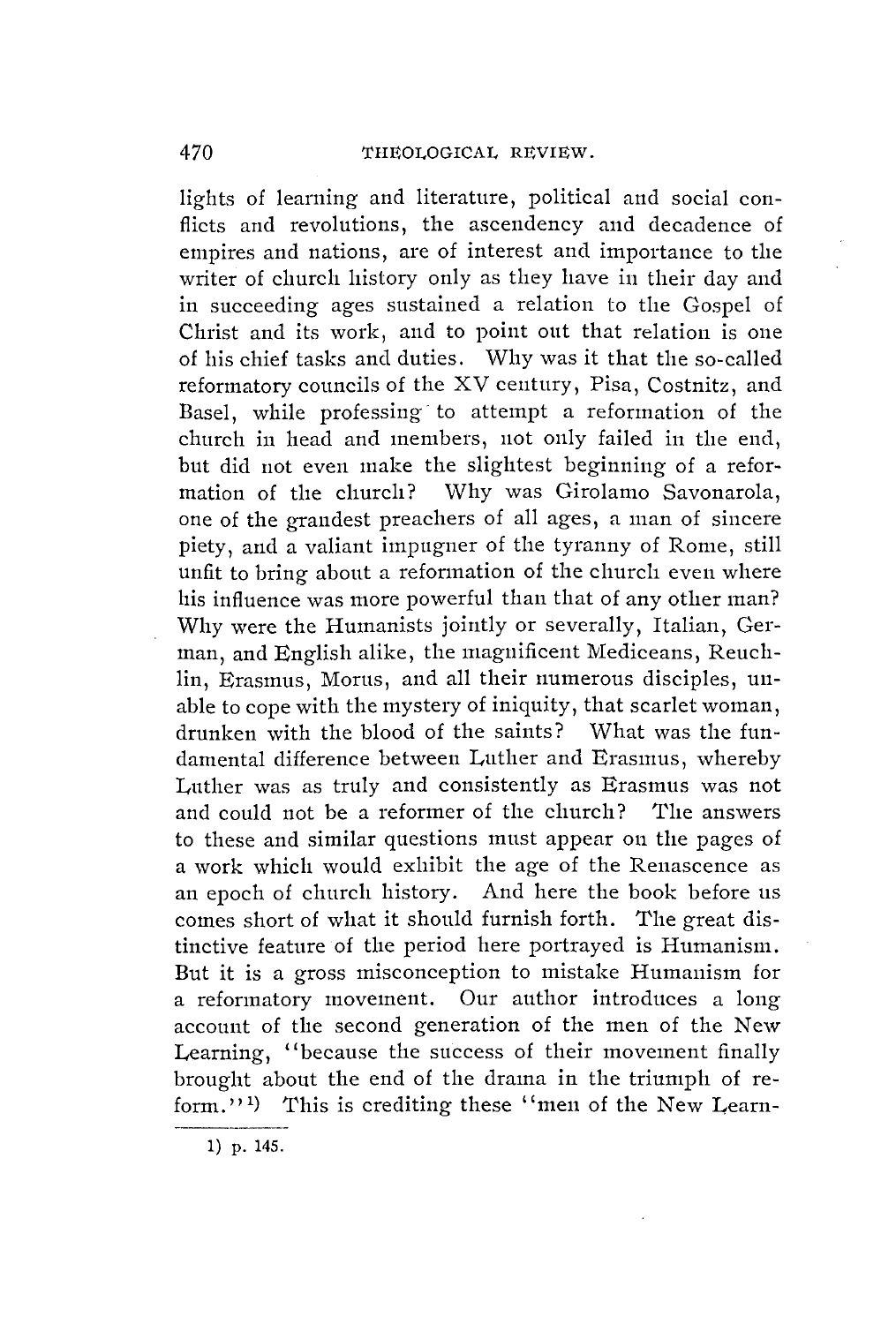lights of learning and literature, political and social conflicts and revolutions, the ascendency and decadence of empires and nations, are of interest and importance to the writer of church history only as they have in their day and in succeeding ages sustained a relation to the Gospel of Christ and its work, and to point out that relation is one of his chief tasks and duties. Why was it that the so-called reformatory councils of the XV century, Pisa, Costnitz, and Basel, while professing to attempt a reformation of the church in head and members, not only failed in the end, but did not even make the slightest beginning of a reformation of the church? Why was Girolamo Savonarola, one of the grandest preachers of all ages, a man of sincere piety, and a valiant impugner of the tyranny of Rome, still unfit to bring about a reformation of the church even where his influence was more powerful than that of any other man? Why were the Humanists jointly or severally, Italian, German, and English alike, the magnificent Mediceans, Reuchlin, Erasmus, Morus, and all their numerous disciples, unable to cope with the mystery of iniquity, that scarlet woman, drunken with the blood of the saints? What was the fundamental difference between Luther and Erasmus, whereby Luther was as truly and consistently as Erasmus was not and could not be a reformer of the church? The answers to these and similar questions must appear on the pages of a work which would exhibit the age of the Renascence as an epoch of church history. And here the book before us comes short of what it should furnish forth. The great distinctive feature of the period here portrayed is Humanism. But it is a gross misconception to mistake Humanism for a reformatory movement. Our author introduces a long account of the second generation of the men of the New Learning, "because the success of their movement finally brought about the end of the drama in the triumph of reform."[1] This is crediting these "men of the New Learn-

---

[1] p. 145.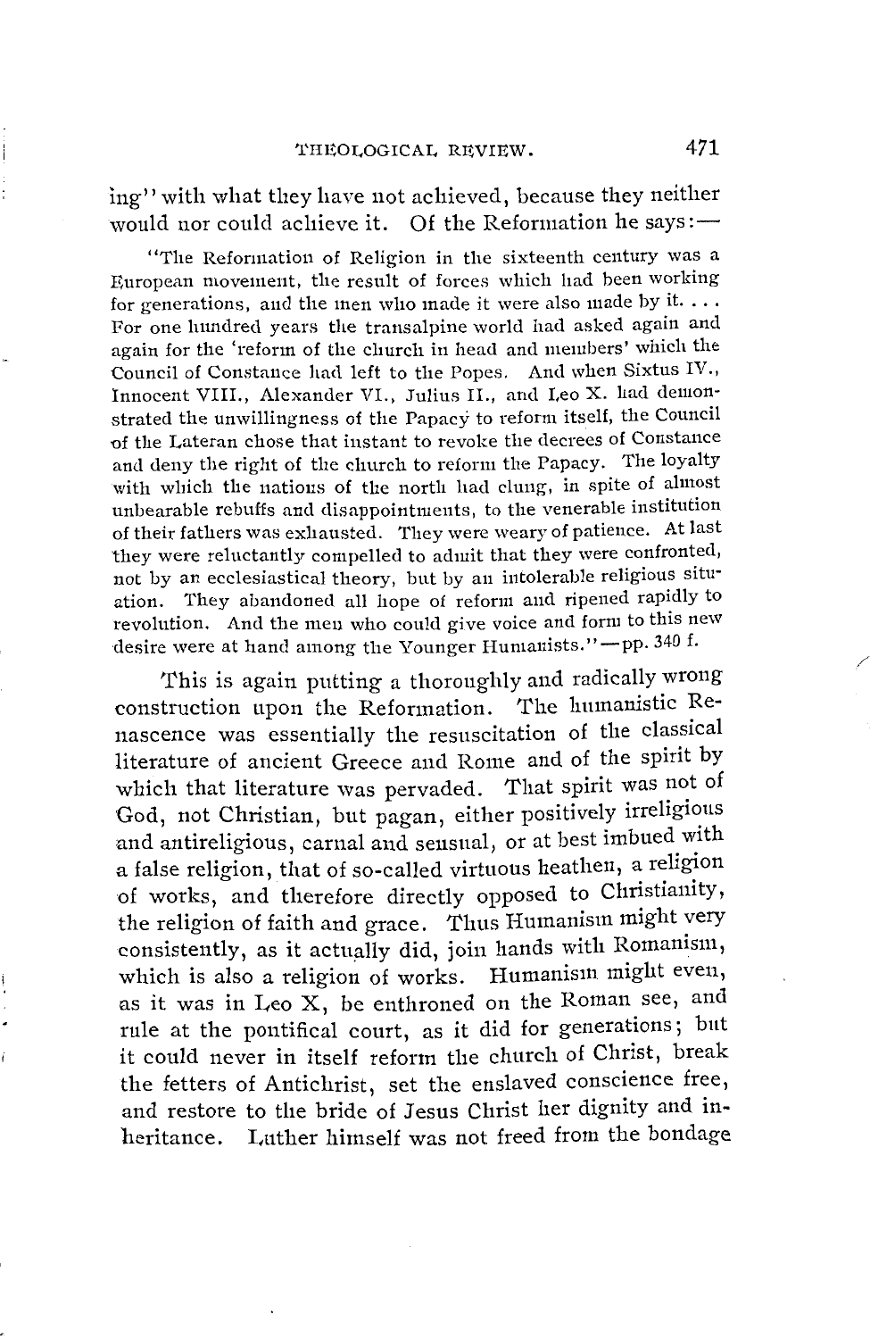ing" with what they have not achieved, because they neither would nor could achieve it. Of the Reformation he says:—

> "The Reformation of Religion in the sixteenth century was a European movement, the result of forces which had been working for generations, and the men who made it were also made by it. . . . For one hundred years the transalpine world had asked again and again for the 'reform of the church in head and members' which the Council of Constance had left to the Popes. And when Sixtus IV., Innocent VIII., Alexander VI., Julius II., and Leo X. had demonstrated the unwillingness of the Papacy to reform itself, the Council of the Lateran chose that instant to revoke the decrees of Constance and deny the right of the church to reform the Papacy. The loyalty with which the nations of the north had clung, in spite of almost unbearable rebuffs and disappointments, to the venerable institution of their fathers was exhausted. They were weary of patience. At last they were reluctantly compelled to admit that they were confronted, not by an ecclesiastical theory, but by an intolerable religious situation. They abandoned all hope of reform and ripened rapidly to revolution. And the men who could give voice and form to this new desire were at hand among the Younger Humanists."—pp. 340 f.

This is again putting a thoroughly and radically wrong construction upon the Reformation. The humanistic Renascence was essentially the resuscitation of the classical literature of ancient Greece and Rome and of the spirit by which that literature was pervaded. That spirit was not of God, not Christian, but pagan, either positively irreligious and antireligious, carnal and sensual, or at best imbued with a false religion, that of so-called virtuous heathen, a religion of works, and therefore directly opposed to Christianity, the religion of faith and grace. Thus Humanism might very consistently, as it actually did, join hands with Romanism, which is also a religion of works. Humanism might even, as it was in Leo X, be enthroned on the Roman see, and rule at the pontifical court, as it did for generations; but it could never in itself reform the church of Christ, break the fetters of Antichrist, set the enslaved conscience free, and restore to the bride of Jesus Christ her dignity and inheritance. Luther himself was not freed from the bondage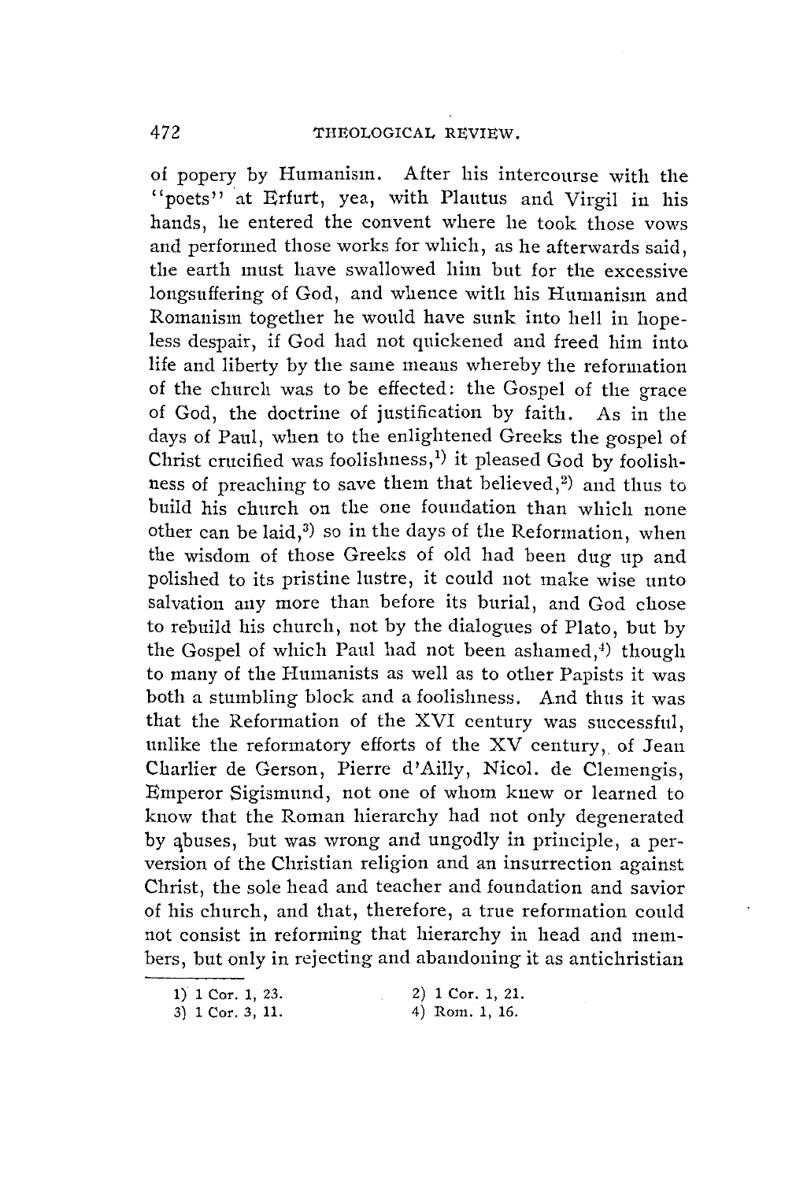of popery by Humanism. After his intercourse with the "poets" at Erfurt, yea, with Plautus and Virgil in his hands, he entered the convent where he took those vows and performed those works for which, as he afterwards said, the earth must have swallowed him but for the excessive longsuffering of God, and whence with his Humanism and Romanism together he would have sunk into hell in hopeless despair, if God had not quickened and freed him into life and liberty by the same means whereby the reformation of the church was to be effected: the Gospel of the grace of God, the doctrine of justification by faith. As in the days of Paul, when to the enlightened Greeks the gospel of Christ crucified was foolishness,[1] it pleased God by foolishness of preaching to save them that believed,[2] and thus to build his church on the one foundation than which none other can be laid,[3] so in the days of the Reformation, when the wisdom of those Greeks of old had been dug up and polished to its pristine lustre, it could not make wise unto salvation any more than before its burial, and God chose to rebuild his church, not by the dialogues of Plato, but by the Gospel of which Paul had not been ashamed,[4] though to many of the Humanists as well as to other Papists it was both a stumbling block and a foolishness. And thus it was that the Reformation of the XVI century was successful, unlike the reformatory efforts of the XV century, of Jean Charlier de Gerson, Pierre d'Ailly, Nicol. de Clemengis, Emperor Sigismund, not one of whom knew or learned to know that the Roman hierarchy had not only degenerated by abuses, but was wrong and ungodly in principle, a perversion of the Christian religion and an insurrection against Christ, the sole head and teacher and foundation and savior of his church, and that, therefore, a true reformation could not consist in reforming that hierarchy in head and members, but only in rejecting and abandoning it as antichristian

1) 1 Cor. 1, 23.
2) 1 Cor. 1, 21.
3) 1 Cor. 3, 11.
4) Rom. 1, 16.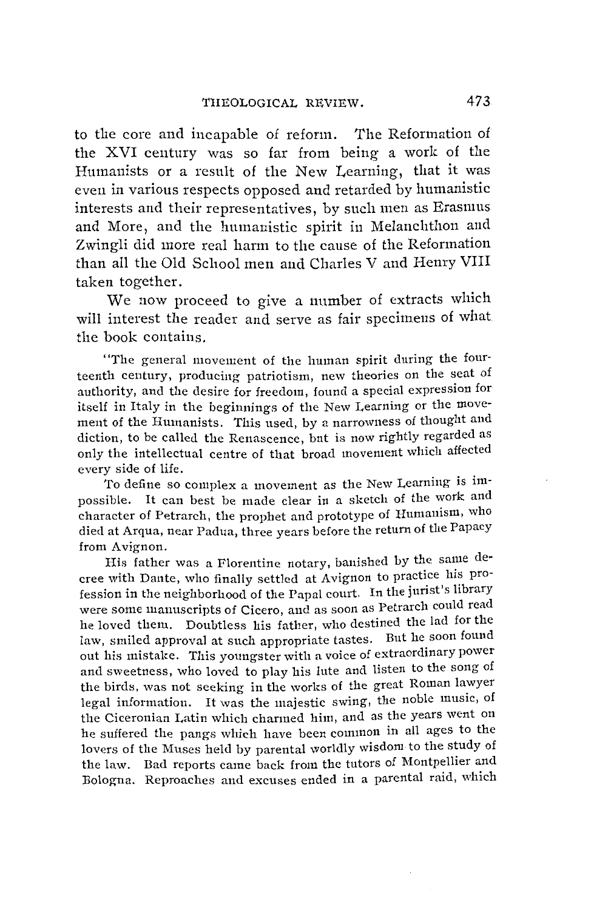to the core and incapable of reform. The Reformation of the XVI century was so far from being a work of the Humanists or a result of the New Learning, that it was even in various respects opposed and retarded by humanistic interests and their representatives, by such men as Erasmus and More, and the humanistic spirit in Melanchthon and Zwingli did more real harm to the cause of the Reformation than all the Old School men and Charles V and Henry VIII taken together.

We now proceed to give a number of extracts which will interest the reader and serve as fair specimens of what the book contains.

> "The general movement of the human spirit during the fourteenth century, producing patriotism, new theories on the seat of authority, and the desire for freedom, found a special expression for itself in Italy in the beginnings of the New Learning or the movement of the Humanists. This used, by a narrowness of thought and diction, to be called the Renascence, but is now rightly regarded as only the intellectual centre of that broad movement which affected every side of life.
>
> To define so complex a movement as the New Learning is impossible. It can best be made clear in a sketch of the work and character of Petrarch, the prophet and prototype of Humanism, who died at Arqua, near Padua, three years before the return of the Papacy from Avignon.
>
> His father was a Florentine notary, banished by the same decree with Dante, who finally settled at Avignon to practice his profession in the neighborhood of the Papal court. In the jurist's library were some manuscripts of Cicero, and as soon as Petrarch could read he loved them. Doubtless his father, who destined the lad for the law, smiled approval at such appropriate tastes. But he soon found out his mistake. This youngster with a voice of extraordinary power and sweetness, who loved to play his lute and listen to the song of the birds, was not seeking in the works of the great Roman lawyer legal information. It was the majestic swing, the noble music, of the Ciceronian Latin which charmed him, and as the years went on he suffered the pangs which have been common in all ages to the lovers of the Muses held by parental worldly wisdom to the study of the law. Bad reports came back from the tutors of Montpellier and Bologna. Reproaches and excuses ended in a parental raid, which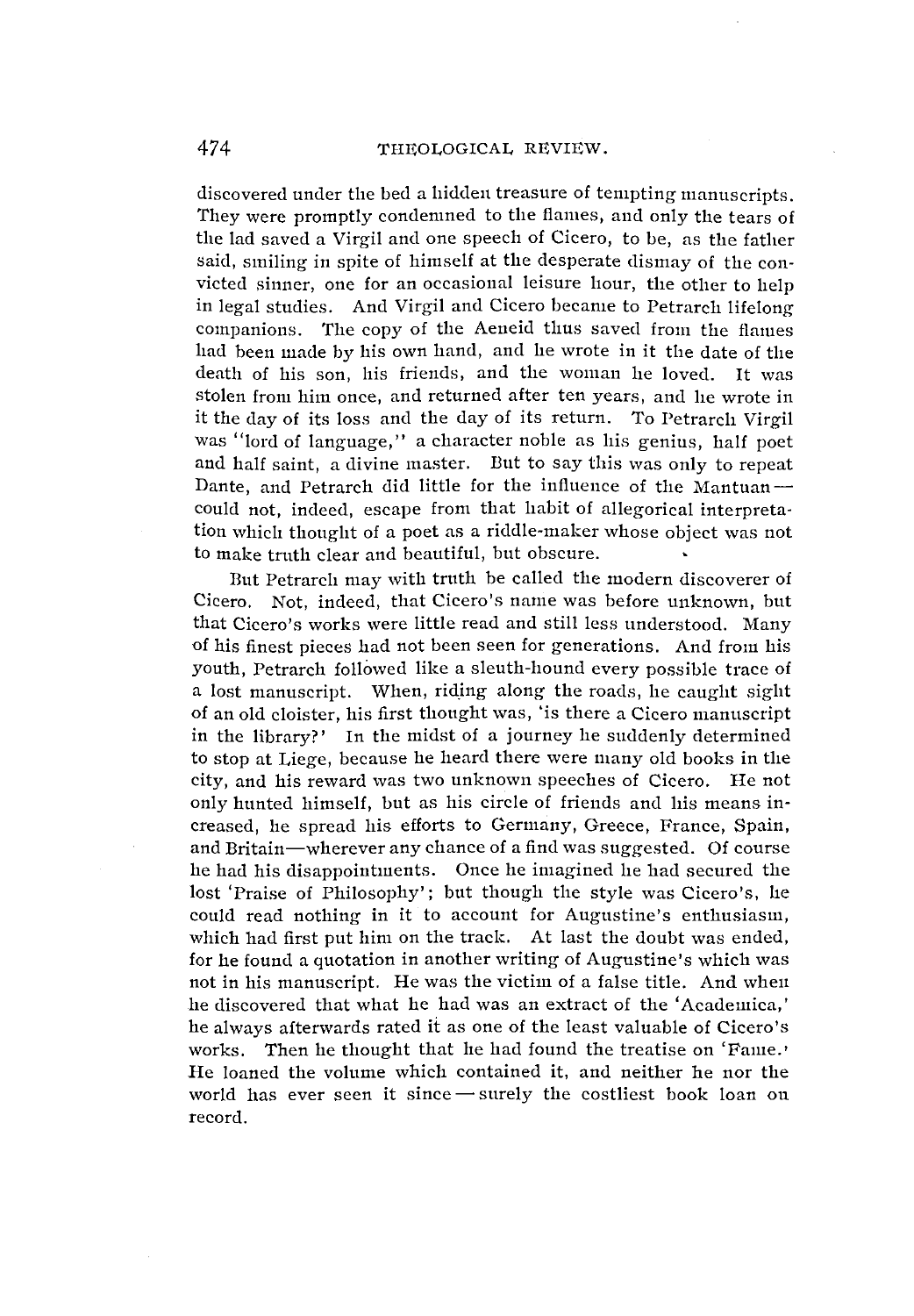discovered under the bed a hidden treasure of tempting manuscripts. They were promptly condemned to the flames, and only the tears of the lad saved a Virgil and one speech of Cicero, to be, as the father said, smiling in spite of himself at the desperate dismay of the convicted sinner, one for an occasional leisure hour, the other to help in legal studies. And Virgil and Cicero became to Petrarch lifelong companions. The copy of the Aeneid thus saved from the flames had been made by his own hand, and he wrote in it the date of the death of his son, his friends, and the woman he loved. It was stolen from him once, and returned after ten years, and he wrote in it the day of its loss and the day of its return. To Petrarch Virgil was "lord of language," a character noble as his genius, half poet and half saint, a divine master. But to say this was only to repeat Dante, and Petrarch did little for the influence of the Mantuan—could not, indeed, escape from that habit of allegorical interpretation which thought of a poet as a riddle-maker whose object was not to make truth clear and beautiful, but obscure.

But Petrarch may with truth be called the modern discoverer of Cicero. Not, indeed, that Cicero's name was before unknown, but that Cicero's works were little read and still less understood. Many of his finest pieces had not been seen for generations. And from his youth, Petrarch followed like a sleuth-hound every possible trace of a lost manuscript. When, riding along the roads, he caught sight of an old cloister, his first thought was, 'is there a Cicero manuscript in the library?' In the midst of a journey he suddenly determined to stop at Liege, because he heard there were many old books in the city, and his reward was two unknown speeches of Cicero. He not only hunted himself, but as his circle of friends and his means increased, he spread his efforts to Germany, Greece, France, Spain, and Britain—wherever any chance of a find was suggested. Of course he had his disappointments. Once he imagined he had secured the lost 'Praise of Philosophy'; but though the style was Cicero's, he could read nothing in it to account for Augustine's enthusiasm, which had first put him on the track. At last the doubt was ended, for he found a quotation in another writing of Augustine's which was not in his manuscript. He was the victim of a false title. And when he discovered that what he had was an extract of the 'Academica,' he always afterwards rated it as one of the least valuable of Cicero's works. Then he thought that he had found the treatise on 'Fame.' He loaned the volume which contained it, and neither he nor the world has ever seen it since—surely the costliest book loan on record.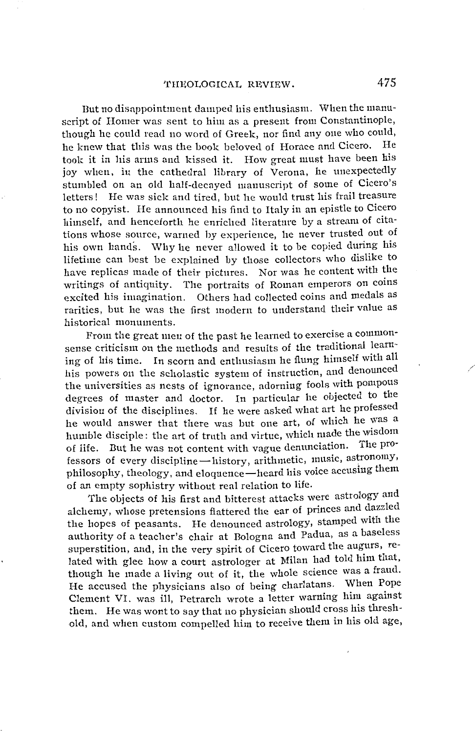But no disappointment damped his enthusiasm. When the manuscript of Homer was sent to him as a present from Constantinople, though he could read no word of Greek, nor find any one who could, he knew that this was the book beloved of Horace and Cicero. He took it in his arms and kissed it. How great must have been his joy when, in the cathedral library of Verona, he unexpectedly stumbled on an old half-decayed manuscript of some of Cicero's letters! He was sick and tired, but he would trust his frail treasure to no copyist. He announced his find to Italy in an epistle to Cicero himself, and henceforth he enriched literature by a stream of citations whose source, warned by experience, he never trusted out of his own hands. Why he never allowed it to be copied during his lifetime can best be explained by those collectors who dislike to have replicas made of their pictures. Nor was he content with the writings of antiquity. The portraits of Roman emperors on coins excited his imagination. Others had collected coins and medals as rarities, but he was the first modern to understand their value as historical monuments.

From the great men of the past he learned to exercise a common-sense criticism on the methods and results of the traditional learning of his time. In scorn and enthusiasm he flung himself with all his powers on the scholastic system of instruction, and denounced the universities as nests of ignorance, adorning fools with pompous degrees of master and doctor. In particular he objected to the division of the disciplines. If he were asked what art he professed he would answer that there was but one art, of which he was a humble disciple: the art of truth and virtue, which made the wisdom of life. But he was not content with vague denunciation. The professors of every discipline—history, arithmetic, music, astronomy, philosophy, theology, and eloquence—heard his voice accusing them of an empty sophistry without real relation to life.

The objects of his first and bitterest attacks were astrology and alchemy, whose pretensions flattered the ear of princes and dazzled the hopes of peasants. He denounced astrology, stamped with the authority of a teacher's chair at Bologna and Padua, as a baseless superstition, and, in the very spirit of Cicero toward the augurs, related with glee how a court astrologer at Milan had told him that, though he made a living out of it, the whole science was a fraud. He accused the physicians also of being charlatans. When Pope Clement VI. was ill, Petrarch wrote a letter warning him against them. He was wont to say that no physician should cross his threshold, and when custom compelled him to receive them in his old age,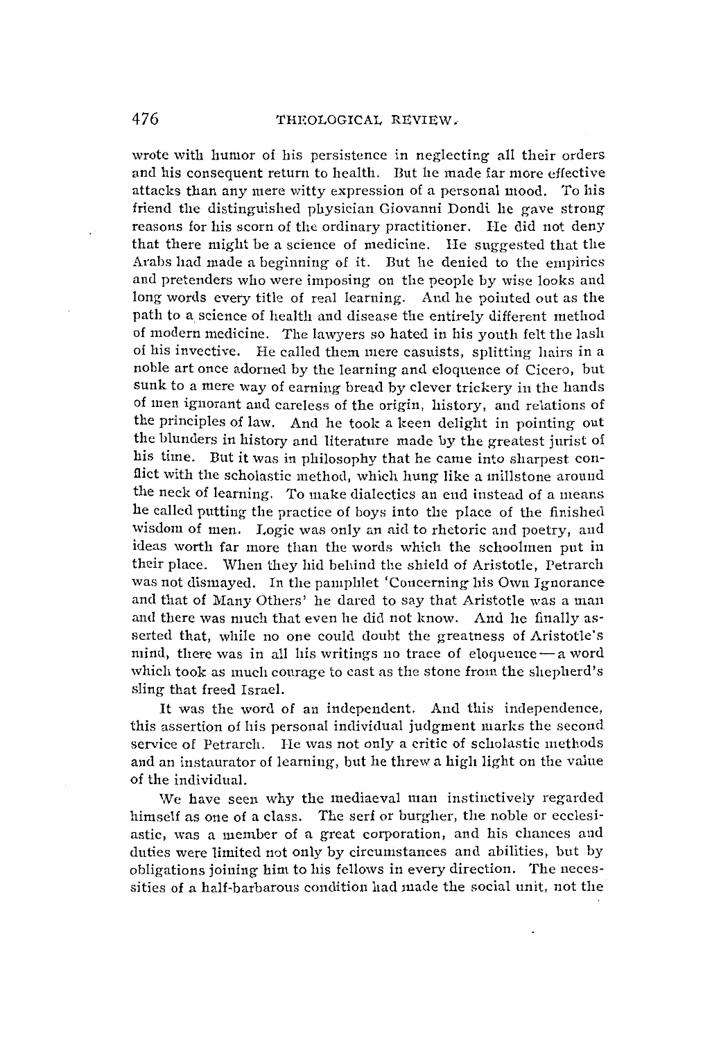wrote with humor of his persistence in neglecting all their orders and his consequent return to health. But he made far more effective attacks than any mere witty expression of a personal mood. To his friend the distinguished physician Giovanni Dondi he gave strong reasons for his scorn of the ordinary practitioner. He did not deny that there might be a science of medicine. He suggested that the Arabs had made a beginning of it. But he denied to the empirics and pretenders who were imposing on the people by wise looks and long words every title of real learning. And he pointed out as the path to a science of health and disease the entirely different method of modern medicine. The lawyers so hated in his youth felt the lash of his invective. He called them mere casuists, splitting hairs in a noble art once adorned by the learning and eloquence of Cicero, but sunk to a mere way of earning bread by clever trickery in the hands of men ignorant and careless of the origin, history, and relations of the principles of law. And he took a keen delight in pointing out the blunders in history and literature made by the greatest jurist of his time. But it was in philosophy that he came into sharpest conflict with the scholastic method, which hung like a millstone around the neck of learning. To make dialectics an end instead of a means he called putting the practice of boys into the place of the finished wisdom of men. Logic was only an aid to rhetoric and poetry, and ideas worth far more than the words which the schoolmen put in their place. When they hid behind the shield of Aristotle, Petrarch was not dismayed. In the pamphlet 'Concerning his Own Ignorance and that of Many Others' he dared to say that Aristotle was a man and there was much that even he did not know. And he finally asserted that, while no one could doubt the greatness of Aristotle's mind, there was in all his writings no trace of eloquence — a word which took as much courage to cast as the stone from the shepherd's sling that freed Israel.

It was the word of an independent. And this independence, this assertion of his personal individual judgment marks the second service of Petrarch. He was not only a critic of scholastic methods and an instaurator of learning, but he threw a high light on the value of the individual.

We have seen why the mediaeval man instinctively regarded himself as one of a class. The serf or burgher, the noble or ecclesiastic, was a member of a great corporation, and his chances and duties were limited not only by circumstances and abilities, but by obligations joining him to his fellows in every direction. The necessities of a half-barbarous condition had made the social unit, not the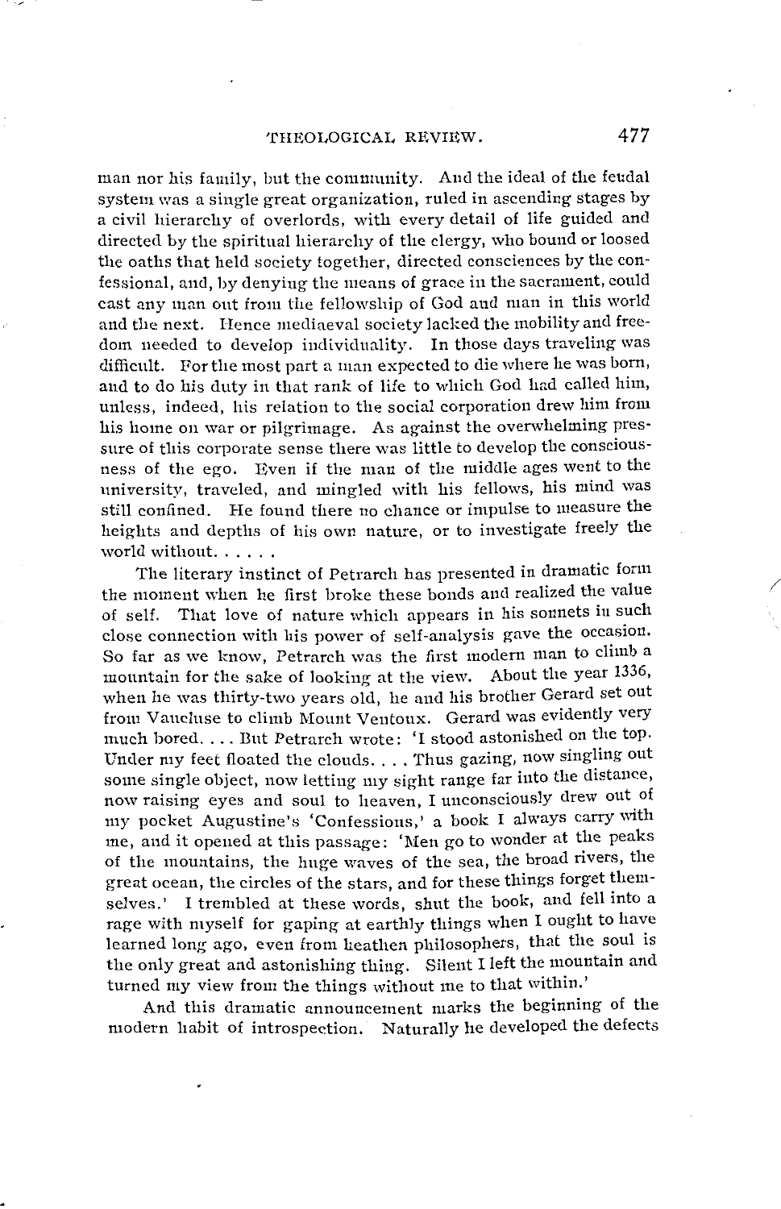man nor his family, but the community. And the ideal of the feudal system was a single great organization, ruled in ascending stages by a civil hierarchy of overlords, with every detail of life guided and directed by the spiritual hierarchy of the clergy, who bound or loosed the oaths that held society together, directed consciences by the confessional, and, by denying the means of grace in the sacrament, could cast any man out from the fellowship of God and man in this world and the next. Hence mediaeval society lacked the mobility and freedom needed to develop individuality. In those days traveling was difficult. For the most part a man expected to die where he was born, and to do his duty in that rank of life to which God had called him, unless, indeed, his relation to the social corporation drew him from his home on war or pilgrimage. As against the overwhelming pressure of this corporate sense there was little to develop the consciousness of the ego. Even if the man of the middle ages went to the university, traveled, and mingled with his fellows, his mind was still confined. He found there no chance or impulse to measure the heights and depths of his own nature, or to investigate freely the world without. . . . . .

The literary instinct of Petrarch has presented in dramatic form the moment when he first broke these bonds and realized the value of self. That love of nature which appears in his sonnets in such close connection with his power of self-analysis gave the occasion. So far as we know, Petrarch was the first modern man to climb a mountain for the sake of looking at the view. About the year 1336, when he was thirty-two years old, he and his brother Gerard set out from Vaucluse to climb Mount Ventoux. Gerard was evidently very much bored. . . . But Petrarch wrote: 'I stood astonished on the top. Under my feet floated the clouds. . . . Thus gazing, now singling out some single object, now letting my sight range far into the distance, now raising eyes and soul to heaven, I unconsciously drew out of my pocket Augustine's 'Confessions,' a book I always carry with me, and it opened at this passage: 'Men go to wonder at the peaks of the mountains, the huge waves of the sea, the broad rivers, the great ocean, the circles of the stars, and for these things forget themselves.' I trembled at these words, shut the book, and fell into a rage with myself for gaping at earthly things when I ought to have learned long ago, even from heathen philosophers, that the soul is the only great and astonishing thing. Silent I left the mountain and turned my view from the things without me to that within.'

And this dramatic announcement marks the beginning of the modern habit of introspection. Naturally he developed the defects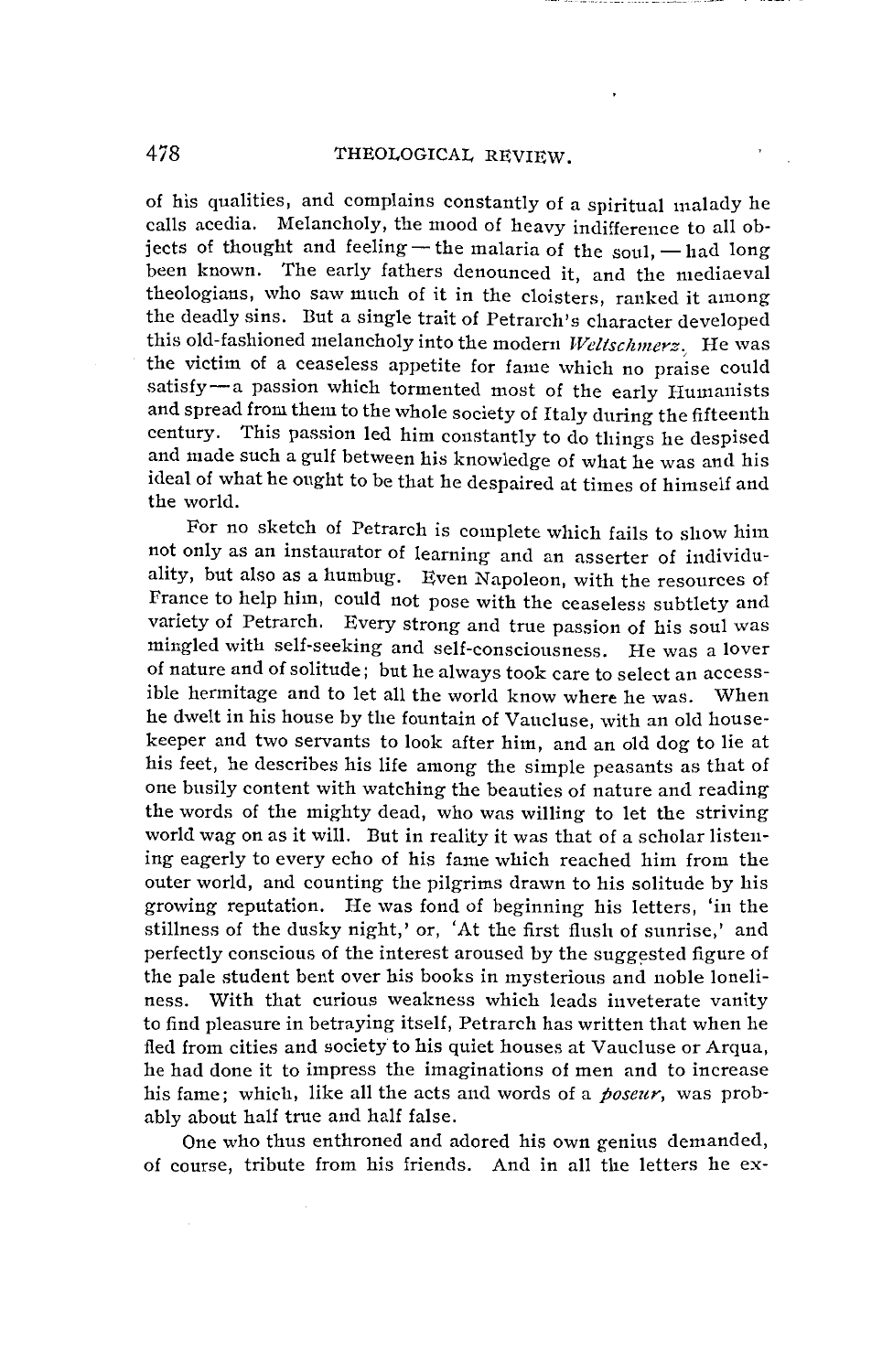of his qualities, and complains constantly of a spiritual malady he calls acedia. Melancholy, the mood of heavy indifference to all objects of thought and feeling — the malaria of the soul, — had long been known. The early fathers denounced it, and the mediaeval theologians, who saw much of it in the cloisters, ranked it among the deadly sins. But a single trait of Petrarch's character developed this old-fashioned melancholy into the modern *Weltschmerz*. He was the victim of a ceaseless appetite for fame which no praise could satisfy — a passion which tormented most of the early Humanists and spread from them to the whole society of Italy during the fifteenth century. This passion led him constantly to do things he despised and made such a gulf between his knowledge of what he was and his ideal of what he ought to be that he despaired at times of himself and the world.

For no sketch of Petrarch is complete which fails to show him not only as an instaurator of learning and an asserter of individuality, but also as a humbug. Even Napoleon, with the resources of France to help him, could not pose with the ceaseless subtlety and variety of Petrarch. Every strong and true passion of his soul was mingled with self-seeking and self-consciousness. He was a lover of nature and of solitude; but he always took care to select an accessible hermitage and to let all the world know where he was. When he dwelt in his house by the fountain of Vaucluse, with an old housekeeper and two servants to look after him, and an old dog to lie at his feet, he describes his life among the simple peasants as that of one busily content with watching the beauties of nature and reading the words of the mighty dead, who was willing to let the striving world wag on as it will. But in reality it was that of a scholar listening eagerly to every echo of his fame which reached him from the outer world, and counting the pilgrims drawn to his solitude by his growing reputation. He was fond of beginning his letters, 'in the stillness of the dusky night,' or, 'At the first flush of sunrise,' and perfectly conscious of the interest aroused by the suggested figure of the pale student bent over his books in mysterious and noble loneliness. With that curious weakness which leads inveterate vanity to find pleasure in betraying itself, Petrarch has written that when he fled from cities and society to his quiet houses at Vaucluse or Arqua, he had done it to impress the imaginations of men and to increase his fame; which, like all the acts and words of a *poseur*, was probably about half true and half false.

One who thus enthroned and adored his own genius demanded, of course, tribute from his friends. And in all the letters he ex-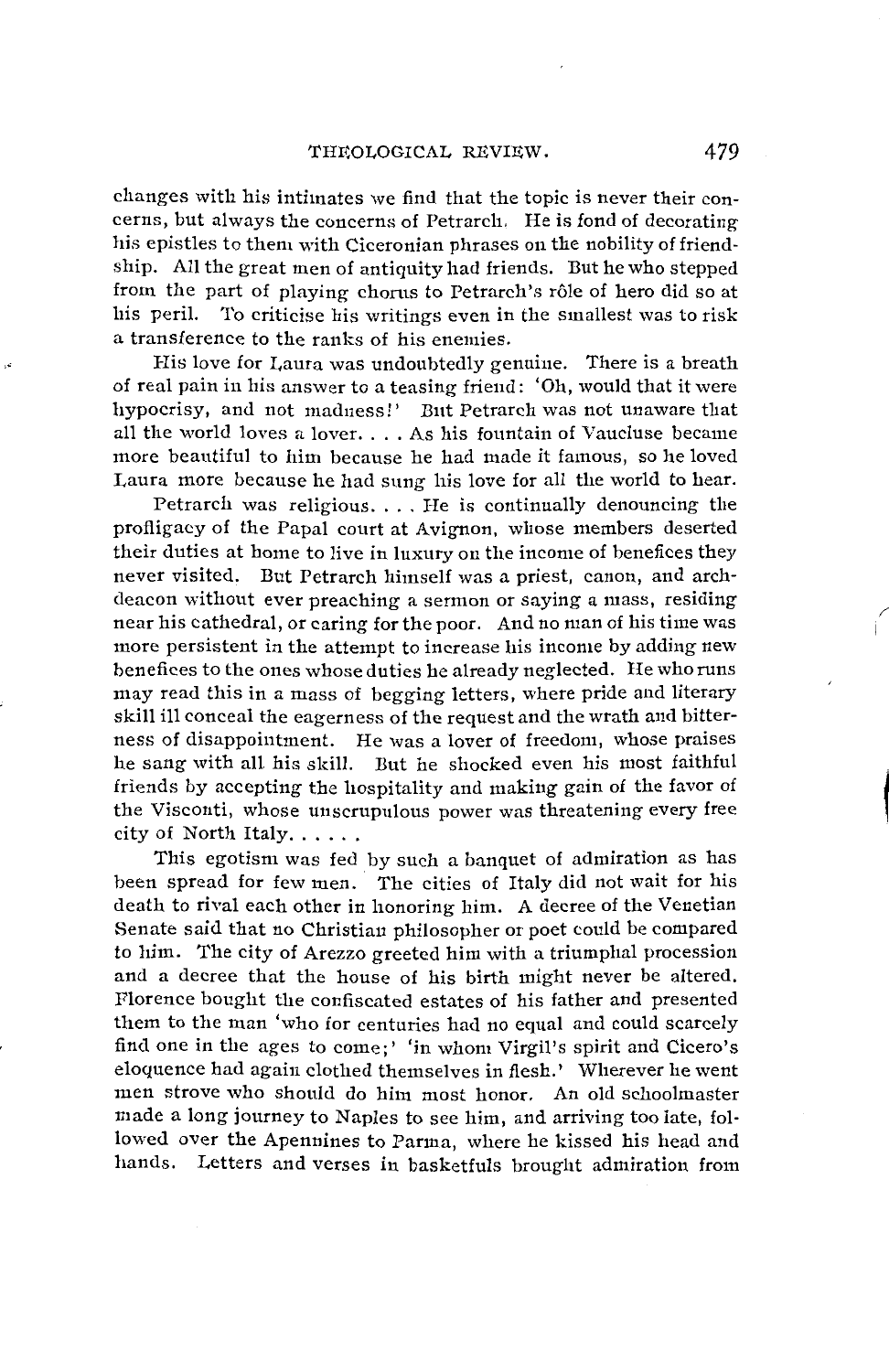changes with his intimates we find that the topic is never their concerns, but always the concerns of Petrarch. He is fond of decorating his epistles to them with Ciceronian phrases on the nobility of friendship. All the great men of antiquity had friends. But he who stepped from the part of playing chorus to Petrarch's rôle of hero did so at his peril. To criticise his writings even in the smallest was to risk a transference to the ranks of his enemies.

His love for Laura was undoubtedly genuine. There is a breath of real pain in his answer to a teasing friend: 'Oh, would that it were hypocrisy, and not madness!' But Petrarch was not unaware that all the world loves a lover. . . . As his fountain of Vaucluse became more beautiful to him because he had made it famous, so he loved Laura more because he had sung his love for all the world to hear.

Petrarch was religious. . . . He is continually denouncing the profligacy of the Papal court at Avignon, whose members deserted their duties at home to live in luxury on the income of benefices they never visited. But Petrarch himself was a priest, canon, and archdeacon without ever preaching a sermon or saying a mass, residing near his cathedral, or caring for the poor. And no man of his time was more persistent in the attempt to increase his income by adding new benefices to the ones whose duties he already neglected. He who runs may read this in a mass of begging letters, where pride and literary skill ill conceal the eagerness of the request and the wrath and bitterness of disappointment. He was a lover of freedom, whose praises he sang with all his skill. But he shocked even his most faithful friends by accepting the hospitality and making gain of the favor of the Visconti, whose unscrupulous power was threatening every free city of North Italy. . . . . .

This egotism was fed by such a banquet of admiration as has been spread for few men. The cities of Italy did not wait for his death to rival each other in honoring him. A decree of the Venetian Senate said that no Christian philosopher or poet could be compared to him. The city of Arezzo greeted him with a triumphal procession and a decree that the house of his birth might never be altered. Florence bought the confiscated estates of his father and presented them to the man 'who for centuries had no equal and could scarcely find one in the ages to come;' 'in whom Virgil's spirit and Cicero's eloquence had again clothed themselves in flesh.' Wherever he went men strove who should do him most honor. An old schoolmaster made a long journey to Naples to see him, and arriving too late, followed over the Apennines to Parma, where he kissed his head and hands. Letters and verses in basketfuls brought admiration from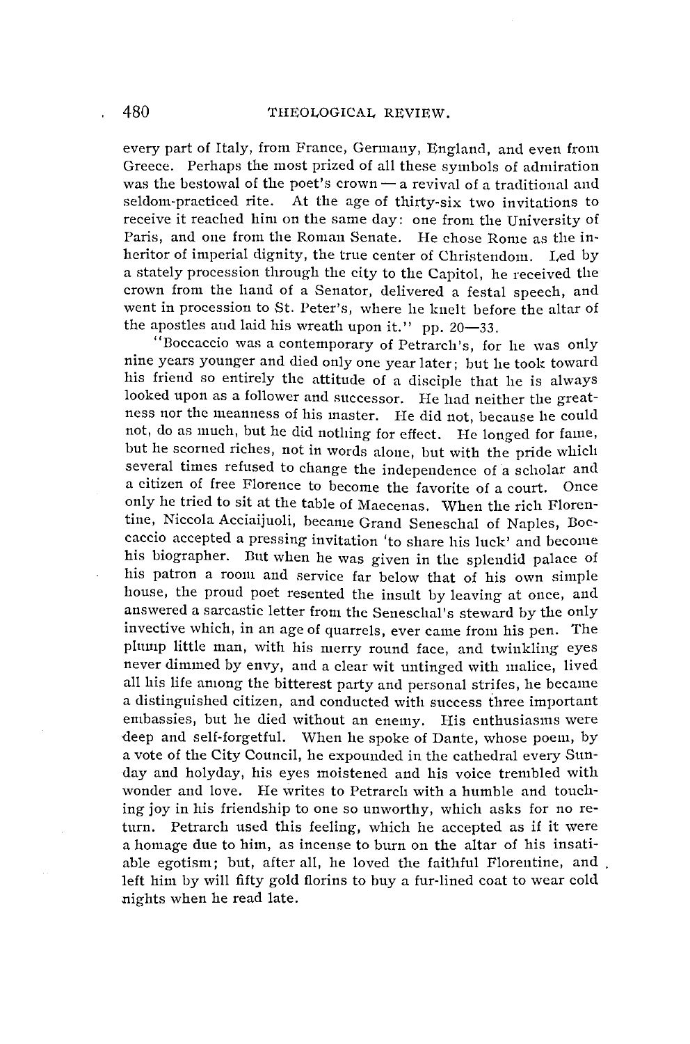every part of Italy, from France, Germany, England, and even from Greece. Perhaps the most prized of all these symbols of admiration was the bestowal of the poet's crown — a revival of a traditional and seldom-practiced rite. At the age of thirty-six two invitations to receive it reached him on the same day: one from the University of Paris, and one from the Roman Senate. He chose Rome as the inheritor of imperial dignity, the true center of Christendom. Led by a stately procession through the city to the Capitol, he received the crown from the hand of a Senator, delivered a festal speech, and went in procession to St. Peter's, where he knelt before the altar of the apostles and laid his wreath upon it." pp. 20—33.

"Boccaccio was a contemporary of Petrarch's, for he was only nine years younger and died only one year later; but he took toward his friend so entirely the attitude of a disciple that he is always looked upon as a follower and successor. He had neither the greatness nor the meanness of his master. He did not, because he could not, do as much, but he did nothing for effect. He longed for fame, but he scorned riches, not in words alone, but with the pride which several times refused to change the independence of a scholar and a citizen of free Florence to become the favorite of a court. Once only he tried to sit at the table of Maecenas. When the rich Florentine, Niccola Acciaijuoli, became Grand Seneschal of Naples, Boccaccio accepted a pressing invitation 'to share his luck' and become his biographer. But when he was given in the splendid palace of his patron a room and service far below that of his own simple house, the proud poet resented the insult by leaving at once, and answered a sarcastic letter from the Seneschal's steward by the only invective which, in an age of quarrels, ever came from his pen. The plump little man, with his merry round face, and twinkling eyes never dimmed by envy, and a clear wit untinged with malice, lived all his life among the bitterest party and personal strifes, he became a distinguished citizen, and conducted with success three important embassies, but he died without an enemy. His enthusiasms were deep and self-forgetful. When he spoke of Dante, whose poem, by a vote of the City Council, he expounded in the cathedral every Sunday and holyday, his eyes moistened and his voice trembled with wonder and love. He writes to Petrarch with a humble and touching joy in his friendship to one so unworthy, which asks for no return. Petrarch used this feeling, which he accepted as if it were a homage due to him, as incense to burn on the altar of his insatiable egotism; but, after all, he loved the faithful Florentine, and left him by will fifty gold florins to buy a fur-lined coat to wear cold nights when he read late.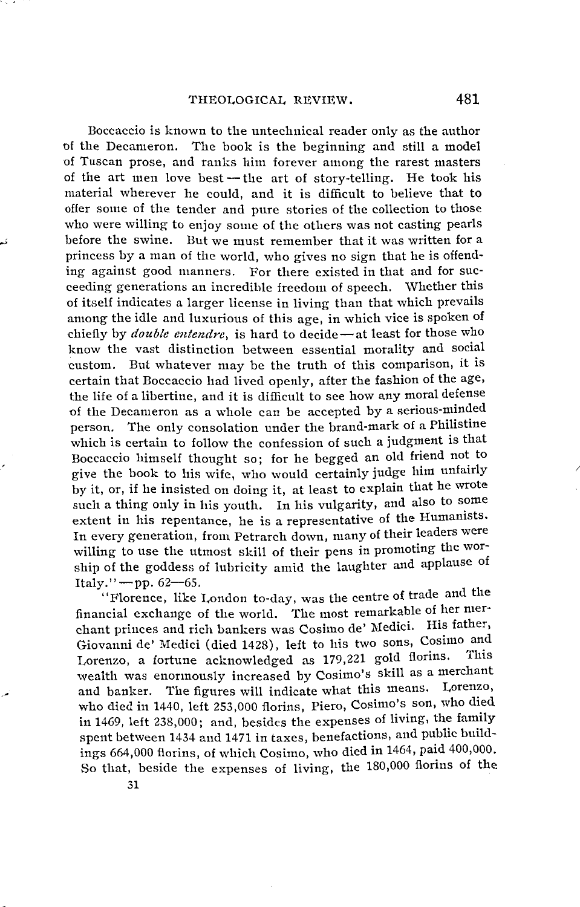Boccaccio is known to the untechnical reader only as the author of the Decameron. The book is the beginning and still a model of Tuscan prose, and ranks him forever among the rarest masters of the art men love best—the art of story-telling. He took his material wherever he could, and it is difficult to believe that to offer some of the tender and pure stories of the collection to those who were willing to enjoy some of the others was not casting pearls before the swine. But we must remember that it was written for a princess by a man of the world, who gives no sign that he is offending against good manners. For there existed in that and for succeeding generations an incredible freedom of speech. Whether this of itself indicates a larger license in living than that which prevails among the idle and luxurious of this age, in which vice is spoken of chiefly by *double entendre*, is hard to decide—at least for those who know the vast distinction between essential morality and social custom. But whatever may be the truth of this comparison, it is certain that Boccaccio had lived openly, after the fashion of the age, the life of a libertine, and it is difficult to see how any moral defense of the Decameron as a whole can be accepted by a serious-minded person. The only consolation under the brand-mark of a Philistine which is certain to follow the confession of such a judgment is that Boccaccio himself thought so; for he begged an old friend not to give the book to his wife, who would certainly judge him unfairly by it, or, if he insisted on doing it, at least to explain that he wrote such a thing only in his youth. In his vulgarity, and also to some extent in his repentance, he is a representative of the Humanists. In every generation, from Petrarch down, many of their leaders were willing to use the utmost skill of their pens in promoting the worship of the goddess of lubricity amid the laughter and applause of Italy."—pp. 62—65.

"Florence, like London to-day, was the centre of trade and the financial exchange of the world. The most remarkable of her merchant princes and rich bankers was Cosimo de' Medici. His father, Giovanni de' Medici (died 1428), left to his two sons, Cosimo and Lorenzo, a fortune acknowledged as 179,221 gold florins. This wealth was enormously increased by Cosimo's skill as a merchant and banker. The figures will indicate what this means. Lorenzo, who died in 1440, left 253,000 florins, Piero, Cosimo's son, who died in 1469, left 238,000; and, besides the expenses of living, the family spent between 1434 and 1471 in taxes, benefactions, and public buildings 664,000 florins, of which Cosimo, who died in 1464, paid 400,000. So that, beside the expenses of living, the 180,000 florins of the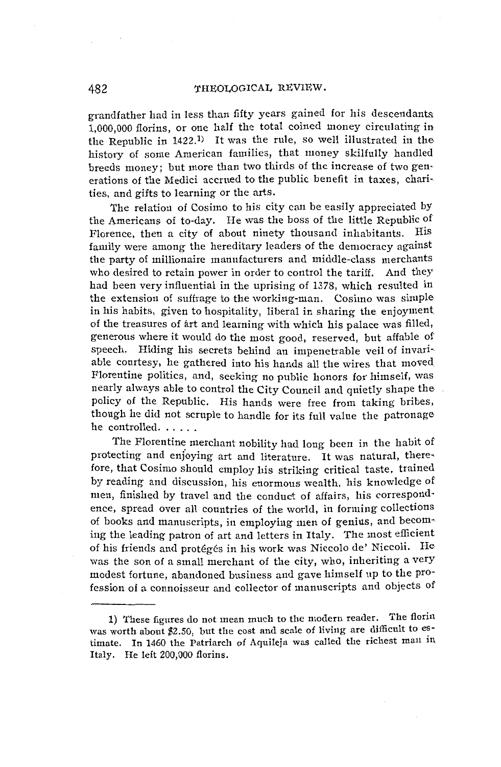grandfather had in less than fifty years gained for his descendants 1,000,000 florins, or one half the total coined money circulating in the Republic in 1422.[1] It was the rule, so well illustrated in the history of some American families, that money skilfully handled breeds money; but more than two thirds of the increase of two generations of the Medici accrued to the public benefit in taxes, charities, and gifts to learning or the arts.

The relation of Cosimo to his city can be easily appreciated by the Americans of to-day. He was the boss of the little Republic of Florence, then a city of about ninety thousand inhabitants. His family were among the hereditary leaders of the democracy against the party of millionaire manufacturers and middle-class merchants who desired to retain power in order to control the tariff. And they had been very influential in the uprising of 1378, which resulted in the extension of suffrage to the working-man. Cosimo was simple in his habits, given to hospitality, liberal in sharing the enjoyment of the treasures of art and learning with which his palace was filled, generous where it would do the most good, reserved, but affable of speech. Hiding his secrets behind an impenetrable veil of invariable courtesy, he gathered into his hands all the wires that moved Florentine politics, and, seeking no public honors for himself, was nearly always able to control the City Council and quietly shape the policy of the Republic. His hands were free from taking bribes, though he did not scruple to handle for its full value the patronage he controlled. . . . . .

The Florentine merchant nobility had long been in the habit of protecting and enjoying art and literature. It was natural, therefore, that Cosimo should employ his striking critical taste, trained by reading and discussion, his enormous wealth, his knowledge of men, finished by travel and the conduct of affairs, his correspondence, spread over all countries of the world, in forming collections of books and manuscripts, in employing men of genius, and becoming the leading patron of art and letters in Italy. The most efficient of his friends and protégés in his work was Niccolo de' Niccoli. He was the son of a small merchant of the city, who, inheriting a very modest fortune, abandoned business and gave himself up to the profession of a connoisseur and collector of manuscripts and objects of

---

1) These figures do not mean much to the modern reader. The florin was worth about $2.50, but the cost and scale of living are difficult to estimate. In 1460 the Patriarch of Aquileja was called the richest man in Italy. He left 200,000 florins.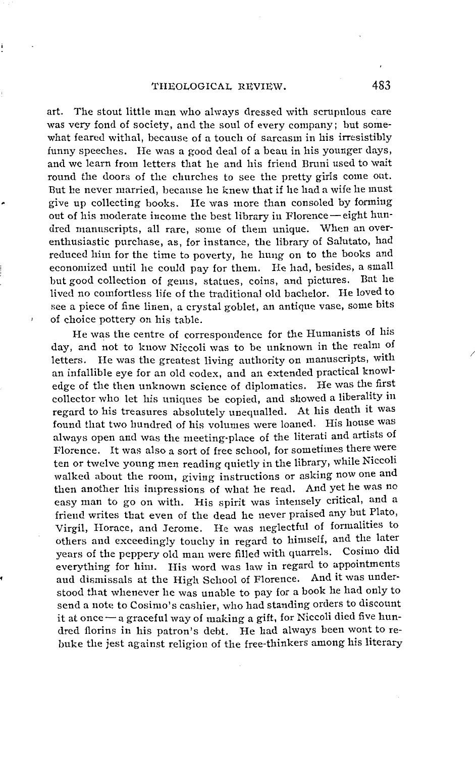art. The stout little man who always dressed with scrupulous care was very fond of society, and the soul of every company; but somewhat feared withal, because of a touch of sarcasm in his irresistibly funny speeches. He was a good deal of a beau in his younger days, and we learn from letters that he and his friend Bruni used to wait round the doors of the churches to see the pretty girls come out. But he never married, because he knew that if he had a wife he must give up collecting books. He was more than consoled by forming out of his moderate income the best library in Florence — eight hundred manuscripts, all rare, some of them unique. When an over-enthusiastic purchase, as, for instance, the library of Salutato, had reduced him for the time to poverty, he hung on to the books and economized until he could pay for them. He had, besides, a small but good collection of gems, statues, coins, and pictures. But he lived no comfortless life of the traditional old bachelor. He loved to see a piece of fine linen, a crystal goblet, an antique vase, some bits of choice pottery on his table.

He was the centre of correspondence for the Humanists of his day, and not to know Niccoli was to be unknown in the realm of letters. He was the greatest living authority on manuscripts, with an infallible eye for an old codex, and an extended practical knowledge of the then unknown science of diplomatics. He was the first collector who let his uniques be copied, and showed a liberality in regard to his treasures absolutely unequalled. At his death it was found that two hundred of his volumes were loaned. His house was always open and was the meeting-place of the literati and artists of Florence. It was also a sort of free school, for sometimes there were ten or twelve young men reading quietly in the library, while Niccoli walked about the room, giving instructions or asking now one and then another his impressions of what he read. And yet he was no easy man to go on with. His spirit was intensely critical, and a friend writes that even of the dead he never praised any but Plato, Virgil, Horace, and Jerome. He was neglectful of formalities to others and exceedingly touchy in regard to himself, and the later years of the peppery old man were filled with quarrels. Cosimo did everything for him. His word was law in regard to appointments and dismissals at the High School of Florence. And it was understood that whenever he was unable to pay for a book he had only to send a note to Cosimo's cashier, who had standing orders to discount it at once — a graceful way of making a gift, for Niccoli died five hundred florins in his patron's debt. He had always been wont to rebuke the jest against religion of the free-thinkers among his literary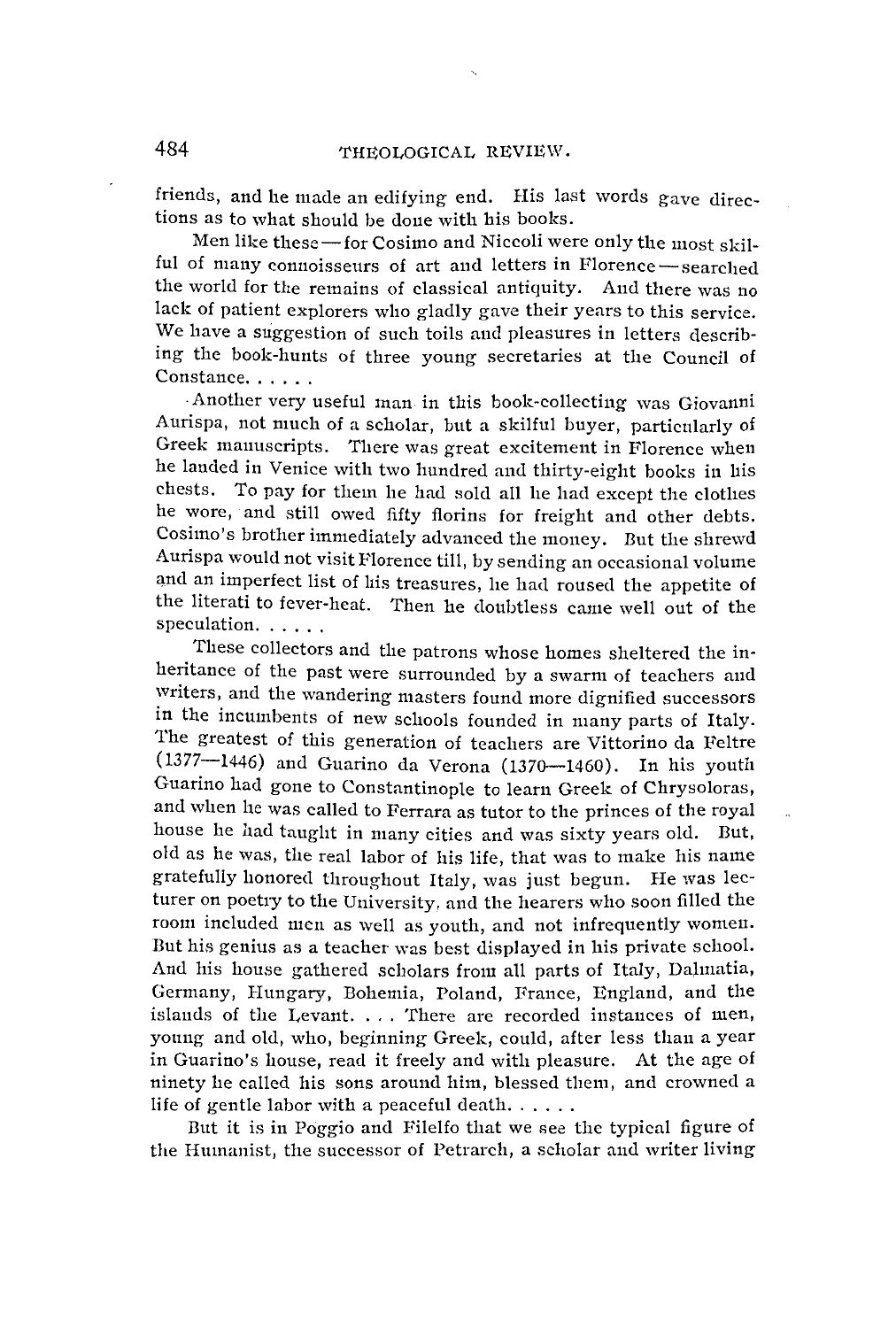friends, and he made an edifying end. His last words gave directions as to what should be done with his books.

Men like these — for Cosimo and Niccoli were only the most skilful of many connoisseurs of art and letters in Florence — searched the world for the remains of classical antiquity. And there was no lack of patient explorers who gladly gave their years to this service. We have a suggestion of such toils and pleasures in letters describing the book-hunts of three young secretaries at the Council of Constance. . . . . .

Another very useful man in this book-collecting was Giovanni Aurispa, not much of a scholar, but a skilful buyer, particularly of Greek manuscripts. There was great excitement in Florence when he landed in Venice with two hundred and thirty-eight books in his chests. To pay for them he had sold all he had except the clothes he wore, and still owed fifty florins for freight and other debts. Cosimo's brother immediately advanced the money. But the shrewd Aurispa would not visit Florence till, by sending an occasional volume and an imperfect list of his treasures, he had roused the appetite of the literati to fever-heat. Then he doubtless came well out of the speculation. . . . . .

These collectors and the patrons whose homes sheltered the inheritance of the past were surrounded by a swarm of teachers and writers, and the wandering masters found more dignified successors in the incumbents of new schools founded in many parts of Italy. The greatest of this generation of teachers are Vittorino da Feltre (1377—1446) and Guarino da Verona (1370—1460). In his youth Guarino had gone to Constantinople to learn Greek of Chrysoloras, and when he was called to Ferrara as tutor to the princes of the royal house he had taught in many cities and was sixty years old. But, old as he was, the real labor of his life, that was to make his name gratefully honored throughout Italy, was just begun. He was lecturer on poetry to the University, and the hearers who soon filled the room included men as well as youth, and not infrequently women. But his genius as a teacher was best displayed in his private school. And his house gathered scholars from all parts of Italy, Dalmatia, Germany, Hungary, Bohemia, Poland, France, England, and the islands of the Levant. . . . There are recorded instances of men, young and old, who, beginning Greek, could, after less than a year in Guarino's house, read it freely and with pleasure. At the age of ninety he called his sons around him, blessed them, and crowned a life of gentle labor with a peaceful death. . . . . .

But it is in Poggio and Filelfo that we see the typical figure of the Humanist, the successor of Petrarch, a scholar and writer living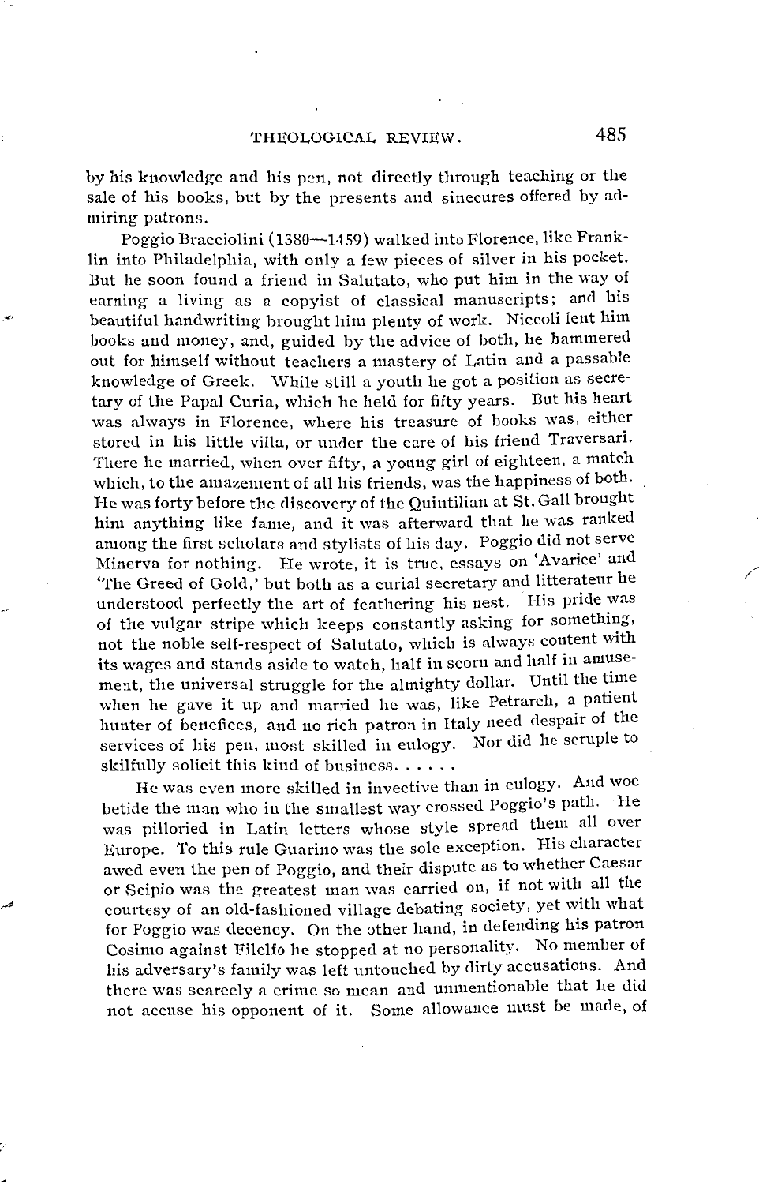by his knowledge and his pen, not directly through teaching or the sale of his books, but by the presents and sinecures offered by admiring patrons.

Poggio Bracciolini (1380—1459) walked into Florence, like Franklin into Philadelphia, with only a few pieces of silver in his pocket. But he soon found a friend in Salutato, who put him in the way of earning a living as a copyist of classical manuscripts; and his beautiful handwriting brought him plenty of work. Niccoli lent him books and money, and, guided by the advice of both, he hammered out for himself without teachers a mastery of Latin and a passable knowledge of Greek. While still a youth he got a position as secretary of the Papal Curia, which he held for fifty years. But his heart was always in Florence, where his treasure of books was, either stored in his little villa, or under the care of his friend Traversari. There he married, when over fifty, a young girl of eighteen, a match which, to the amazement of all his friends, was the happiness of both. He was forty before the discovery of the Quintilian at St. Gall brought him anything like fame, and it was afterward that he was ranked among the first scholars and stylists of his day. Poggio did not serve Minerva for nothing. He wrote, it is true, essays on 'Avarice' and 'The Greed of Gold,' but both as a curial secretary and litterateur he understood perfectly the art of feathering his nest. His pride was of the vulgar stripe which keeps constantly asking for something, not the noble self-respect of Salutato, which is always content with its wages and stands aside to watch, half in scorn and half in amusement, the universal struggle for the almighty dollar. Until the time when he gave it up and married he was, like Petrarch, a patient hunter of benefices, and no rich patron in Italy need despair of the services of his pen, most skilled in eulogy. Nor did he scruple to skilfully solicit this kind of business. . . . . .

He was even more skilled in invective than in eulogy. And woe betide the man who in the smallest way crossed Poggio's path. He was pilloried in Latin letters whose style spread them all over Europe. To this rule Guarino was the sole exception. His character awed even the pen of Poggio, and their dispute as to whether Caesar or Scipio was the greatest man was carried on, if not with all the courtesy of an old-fashioned village debating society, yet with what for Poggio was decency. On the other hand, in defending his patron Cosimo against Filelfo he stopped at no personality. No member of his adversary's family was left untouched by dirty accusations. And there was scarcely a crime so mean and unmentionable that he did not accuse his opponent of it. Some allowance must be made, of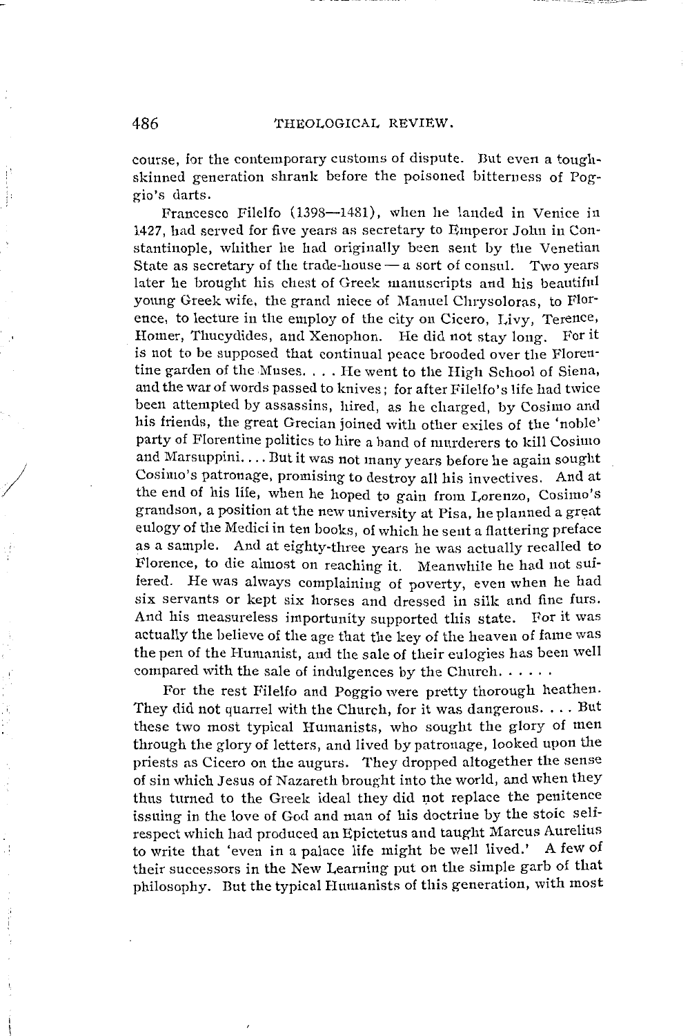course, for the contemporary customs of dispute. But even a tough-skinned generation shrank before the poisoned bitterness of Poggio's darts.

Francesco Filelfo (1398—1481), when he landed in Venice in 1427, had served for five years as secretary to Emperor John in Constantinople, whither he had originally been sent by the Venetian State as secretary of the trade-house — a sort of consul. Two years later he brought his chest of Greek manuscripts and his beautiful young Greek wife, the grand niece of Manuel Chrysoloras, to Florence, to lecture in the employ of the city on Cicero, Livy, Terence, Homer, Thucydides, and Xenophon. He did not stay long. For it is not to be supposed that continual peace brooded over the Florentine garden of the Muses. . . . He went to the High School of Siena, and the war of words passed to knives; for after Filelfo's life had twice been attempted by assassins, hired, as he charged, by Cosimo and his friends, the great Grecian joined with other exiles of the 'noble' party of Florentine politics to hire a band of murderers to kill Cosimo and Marsuppini. . . . But it was not many years before he again sought Cosimo's patronage, promising to destroy all his invectives. And at the end of his life, when he hoped to gain from Lorenzo, Cosimo's grandson, a position at the new university at Pisa, he planned a great eulogy of the Medici in ten books, of which he sent a flattering preface as a sample. And at eighty-three years he was actually recalled to Florence, to die almost on reaching it. Meanwhile he had not suffered. He was always complaining of poverty, even when he had six servants or kept six horses and dressed in silk and fine furs. And his measureless importunity supported this state. For it was actually the believe of the age that the key of the heaven of fame was the pen of the Humanist, and the sale of their eulogies has been well compared with the sale of indulgences by the Church. . . . . .

For the rest Filelfo and Poggio were pretty thorough heathen. They did not quarrel with the Church, for it was dangerous. . . . But these two most typical Humanists, who sought the glory of men through the glory of letters, and lived by patronage, looked upon the priests as Cicero on the augurs. They dropped altogether the sense of sin which Jesus of Nazareth brought into the world, and when they thus turned to the Greek ideal they did not replace the penitence issuing in the love of God and man of his doctrine by the stoic self-respect which had produced an Epictetus and taught Marcus Aurelius to write that 'even in a palace life might be well lived.' A few of their successors in the New Learning put on the simple garb of that philosophy. But the typical Humanists of this generation, with most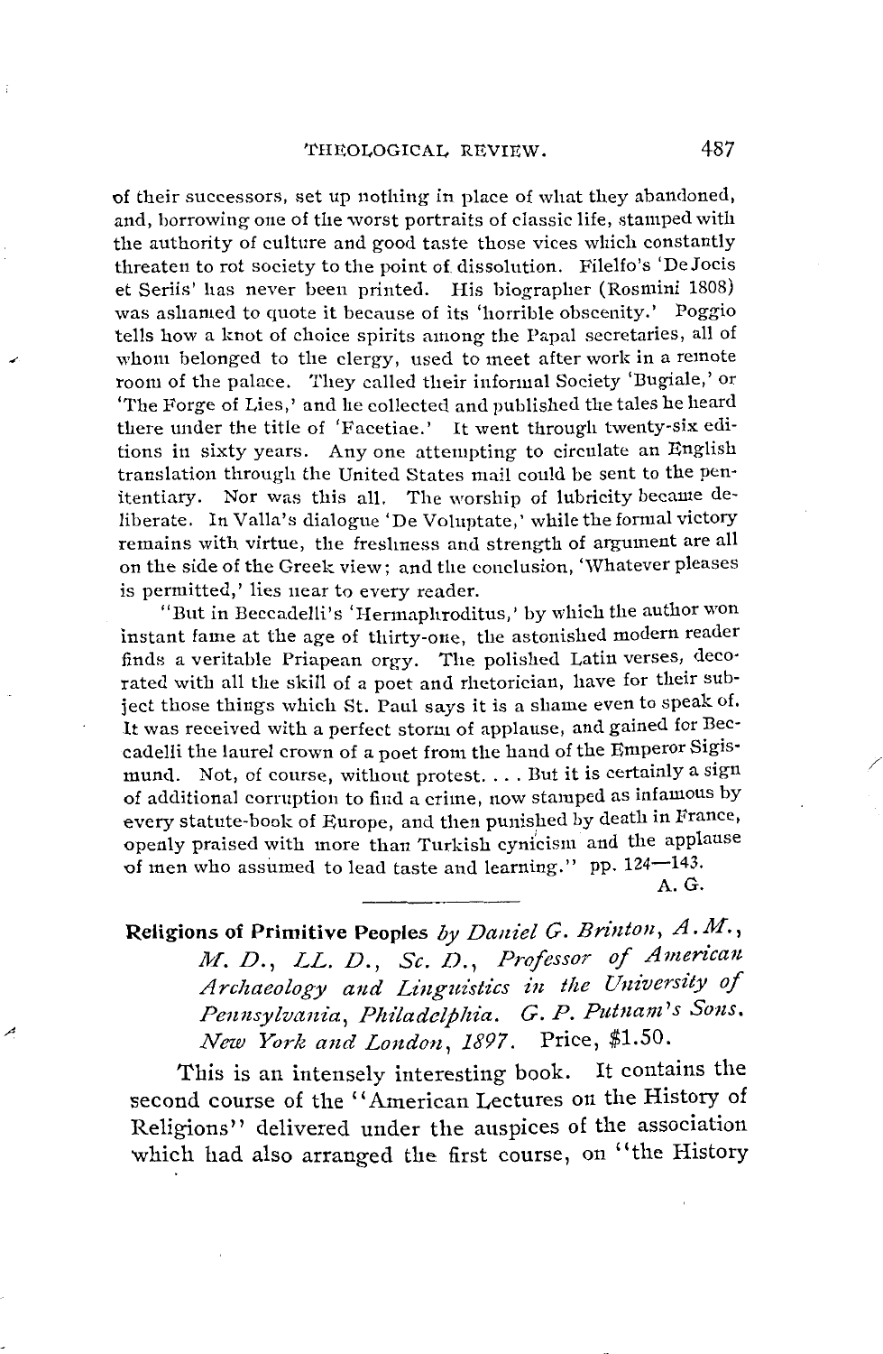of their successors, set up nothing in place of what they abandoned, and, borrowing one of the worst portraits of classic life, stamped with the authority of culture and good taste those vices which constantly threaten to rot society to the point of dissolution. Filelfo's 'De Jocis et Seriis' has never been printed. His biographer (Rosmini 1808) was ashamed to quote it because of its 'horrible obscenity.' Poggio tells how a knot of choice spirits among the Papal secretaries, all of whom belonged to the clergy, used to meet after work in a remote room of the palace. They called their informal Society 'Bugiale,' or 'The Forge of Lies,' and he collected and published the tales he heard there under the title of 'Facetiae.' It went through twenty-six editions in sixty years. Any one attempting to circulate an English translation through the United States mail could be sent to the penitentiary. Nor was this all. The worship of lubricity became deliberate. In Valla's dialogue 'De Voluptate,' while the formal victory remains with virtue, the freshness and strength of argument are all on the side of the Greek view; and the conclusion, 'Whatever pleases is permitted,' lies near to every reader.

"But in Beccadelli's 'Hermaphroditus,' by which the author won instant fame at the age of thirty-one, the astonished modern reader finds a veritable Priapean orgy. The polished Latin verses, decorated with all the skill of a poet and rhetorician, have for their subject those things which St. Paul says it is a shame even to speak of. It was received with a perfect storm of applause, and gained for Beccadelli the laurel crown of a poet from the hand of the Emperor Sigismund. Not, of course, without protest. . . . But it is certainly a sign of additional corruption to find a crime, now stamped as infamous by every statute-book of Europe, and then punished by death in France, openly praised with more than Turkish cynicism and the applause of men who assumed to lead taste and learning." pp. 124—143.

A. G.

---

**Religions of Primitive Peoples** *by Daniel G. Brinton, A.M., M. D., LL. D., Sc. D., Professor of American Archaeology and Linguistics in the University of Pennsylvania, Philadelphia. G. P. Putnam's Sons. New York and London, 1897.* Price, $1.50.

This is an intensely interesting book. It contains the second course of the "American Lectures on the History of Religions" delivered under the auspices of the association which had also arranged the first course, on "the History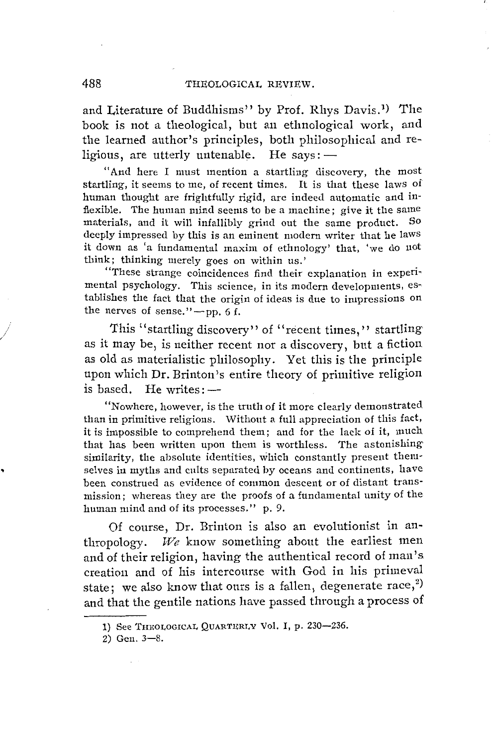and Literature of Buddhisms" by Prof. Rhys Davis.[1]) The book is not a theological, but an ethnological work, and the learned author's principles, both philosophical and religious, are utterly untenable. He says: —

> "And here I must mention a startling discovery, the most startling, it seems to me, of recent times. It is that these laws of human thought are frightfully rigid, are indeed automatic and inflexible. The human mind seems to be a machine; give it the same materials, and it will infallibly grind out the same product. So deeply impressed by this is an eminent modern writer that he laws it down as 'a fundamental maxim of ethnology' that, 'we do not think; thinking merely goes on within us.'
>
> "These strange coincidences find their explanation in experimental psychology. This science, in its modern developments, establishes the fact that the origin of ideas is due to impressions on the nerves of sense." — pp. 6 f.

This "startling discovery" of "recent times," startling as it may be, is neither recent nor a discovery, but a fiction as old as materialistic philosophy. Yet this is the principle upon which Dr. Brinton's entire theory of primitive religion is based. He writes: —

> "Nowhere, however, is the truth of it more clearly demonstrated than in primitive religions. Without a full appreciation of this fact, it is impossible to comprehend them; and for the lack of it, much that has been written upon them is worthless. The astonishing similarity, the absolute identities, which constantly present themselves in myths and cults separated by oceans and continents, have been construed as evidence of common descent or of distant transmission; whereas they are the proofs of a fundamental unity of the human mind and of its processes." p. 9.

Of course, Dr. Brinton is also an evolutionist in anthropology. *We* know something about the earliest men and of their religion, having the authentical record of man's creation and of his intercourse with God in his primeval state; we also know that ours is a fallen, degenerate race,[2]) and that the gentile nations have passed through a process of

---

1) See THEOLOGICAL QUARTERLY Vol. I, p. 230—236.

2) Gen. 3—8.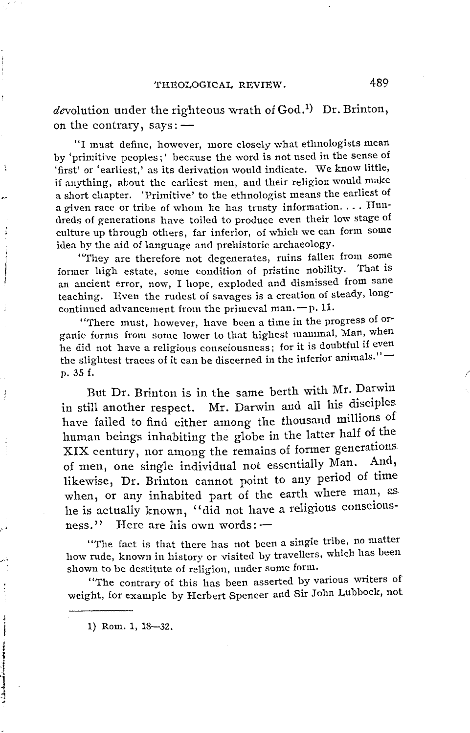*de*volution under the righteous wrath of God.[1] Dr. Brinton, on the contrary, says: —

> "I must define, however, more closely what ethnologists mean by 'primitive peoples;' because the word is not used in the sense of 'first' or 'earliest,' as its derivation would indicate. We know little, if anything, about the earliest men, and their religion would make a short chapter. 'Primitive' to the ethnologist means the earliest of a given race or tribe of whom he has trusty information. . . . Hundreds of generations have toiled to produce even their low stage of culture up through others, far inferior, of which we can form some idea by the aid of language and prehistoric archaeology.
>
> "They are therefore not degenerates, ruins fallen from some former high estate, some condition of pristine nobility. That is an ancient error, now, I hope, exploded and dismissed from sane teaching. Even the rudest of savages is a creation of steady, long-continued advancement from the primeval man. — p. 11.
>
> "There must, however, have been a time in the progress of organic forms from some lower to that highest mammal, Man, when he did not have a religious consciousness; for it is doubtful if even the slightest traces of it can be discerned in the inferior animals." — p. 35 f.

But Dr. Brinton is in the same berth with Mr. Darwin in still another respect. Mr. Darwin and all his disciples have failed to find either among the thousand millions of human beings inhabiting the globe in the latter half of the XIX century, nor among the remains of former generations of men, one single individual not essentially Man. And, likewise, Dr. Brinton cannot point to any period of time when, or any inhabited part of the earth where man, as he is actually known, "did not have a religious consciousness." Here are his own words: —

> "The fact is that there has not been a single tribe, no matter how rude, known in history or visited by travellers, which has been shown to be destitute of religion, under some form.
>
> "The contrary of this has been asserted by various writers of weight, for example by Herbert Spencer and Sir John Lubbock, not

---

1) Rom. 1, 18—32.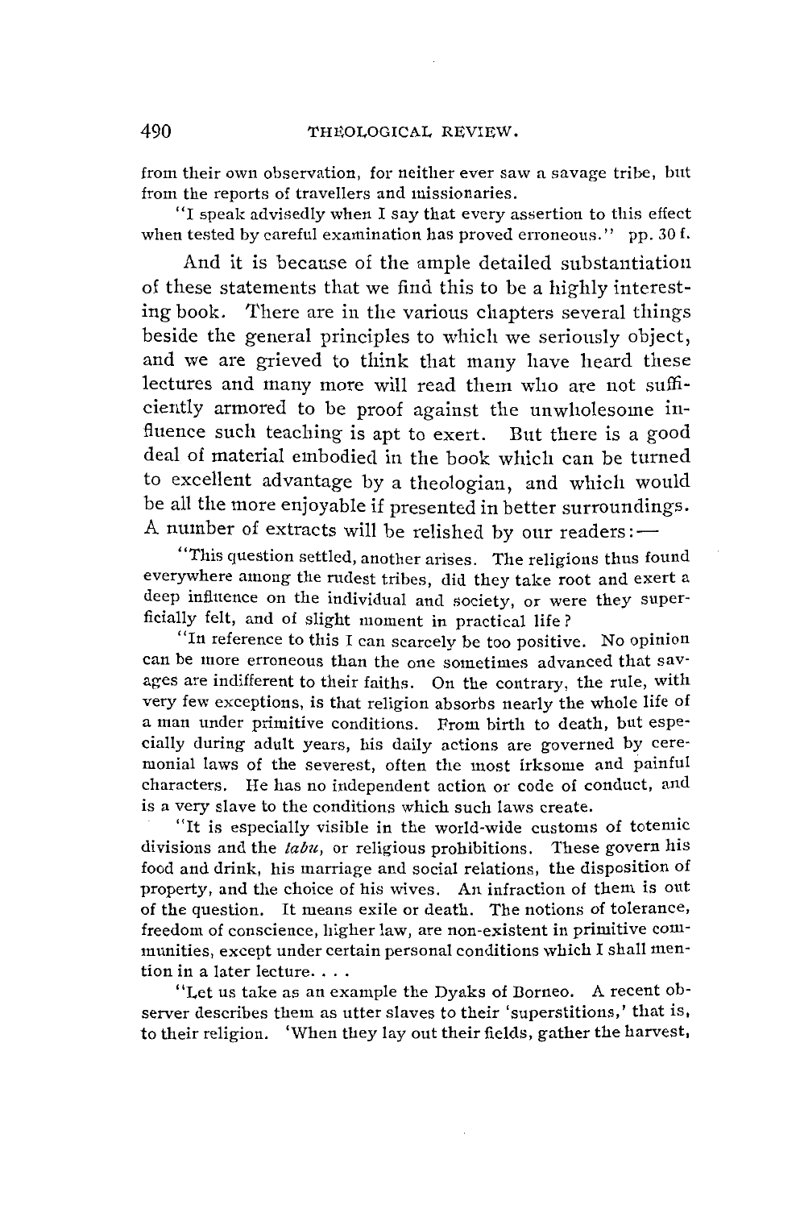from their own observation, for neither ever saw a savage tribe, but from the reports of travellers and missionaries.

"I speak advisedly when I say that every assertion to this effect when tested by careful examination has proved erroneous." pp. 30 f.

And it is because of the ample detailed substantiation of these statements that we find this to be a highly interesting book. There are in the various chapters several things beside the general principles to which we seriously object, and we are grieved to think that many have heard these lectures and many more will read them who are not sufficiently armored to be proof against the unwholesome influence such teaching is apt to exert. But there is a good deal of material embodied in the book which can be turned to excellent advantage by a theologian, and which would be all the more enjoyable if presented in better surroundings. A number of extracts will be relished by our readers:—

"This question settled, another arises. The religions thus found everywhere among the rudest tribes, did they take root and exert a deep influence on the individual and society, or were they superficially felt, and of slight moment in practical life?

"In reference to this I can scarcely be too positive. No opinion can be more erroneous than the one sometimes advanced that savages are indifferent to their faiths. On the contrary, the rule, with very few exceptions, is that religion absorbs nearly the whole life of a man under primitive conditions. From birth to death, but especially during adult years, his daily actions are governed by ceremonial laws of the severest, often the most irksome and painful characters. He has no independent action or code of conduct, and is a very slave to the conditions which such laws create.

"It is especially visible in the world-wide customs of totemic divisions and the *tabu*, or religious prohibitions. These govern his food and drink, his marriage and social relations, the disposition of property, and the choice of his wives. An infraction of them is out of the question. It means exile or death. The notions of tolerance, freedom of conscience, higher law, are non-existent in primitive communities, except under certain personal conditions which I shall mention in a later lecture. . . .

"Let us take as an example the Dyaks of Borneo. A recent observer describes them as utter slaves to their 'superstitions,' that is, to their religion. 'When they lay out their fields, gather the harvest,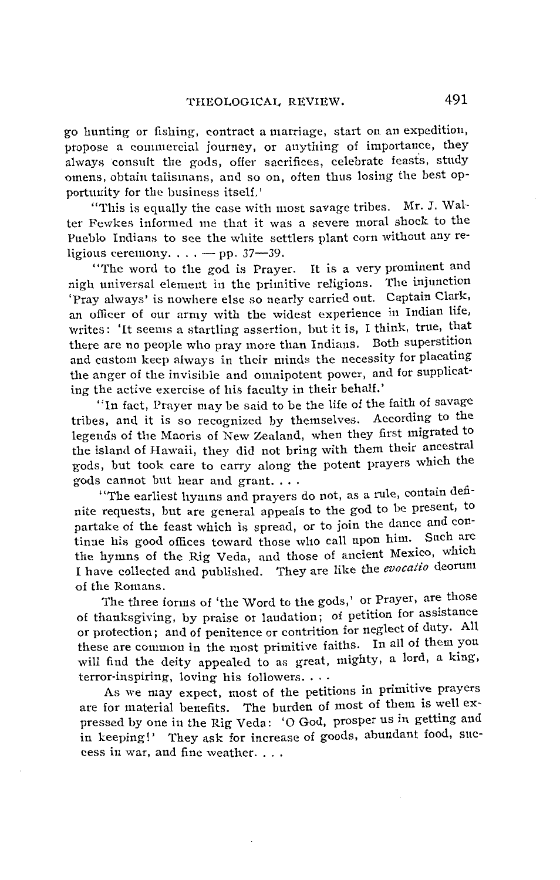go hunting or fishing, contract a marriage, start on an expedition, propose a commercial journey, or anything of importance, they always consult the gods, offer sacrifices, celebrate feasts, study omens, obtain talismans, and so on, often thus losing the best opportunity for the business itself.'

"This is equally the case with most savage tribes. Mr. J. Walter Fewkes informed me that it was a severe moral shock to the Pueblo Indians to see the white settlers plant corn without any religious ceremony. . . . — pp. 37—39.

"The word to the god is Prayer. It is a very prominent and nigh universal element in the primitive religions. The injunction 'Pray always' is nowhere else so nearly carried out. Captain Clark, an officer of our army with the widest experience in Indian life, writes: 'It seems a startling assertion, but it is, I think, true, that there are no people who pray more than Indians. Both superstition and custom keep always in their minds the necessity for placating the anger of the invisible and omnipotent power, and for supplicating the active exercise of his faculty in their behalf.'

"In fact, Prayer may be said to be the life of the faith of savage tribes, and it is so recognized by themselves. According to the legends of the Maoris of New Zealand, when they first migrated to the island of Hawaii, they did not bring with them their ancestral gods, but took care to carry along the potent prayers which the gods cannot but hear and grant. . . .

"The earliest hymns and prayers do not, as a rule, contain definite requests, but are general appeals to the god to be present, to partake of the feast which is spread, or to join the dance and continue his good offices toward those who call upon him. Such are the hymns of the Rig Veda, and those of ancient Mexico, which I have collected and published. They are like the *evocatio* deorum of the Romans.

The three forms of 'the Word to the gods,' or Prayer, are those of thanksgiving, by praise or laudation; of petition for assistance or protection; and of penitence or contrition for neglect of duty. All these are common in the most primitive faiths. In all of them you will find the deity appealed to as great, mighty, a lord, a king, terror-inspiring, loving his followers. . . .

As we may expect, most of the petitions in primitive prayers are for material benefits. The burden of most of them is well expressed by one in the Rig Veda: 'O God, prosper us in getting and in keeping!' They ask for increase of goods, abundant food, success in war, and fine weather. . . .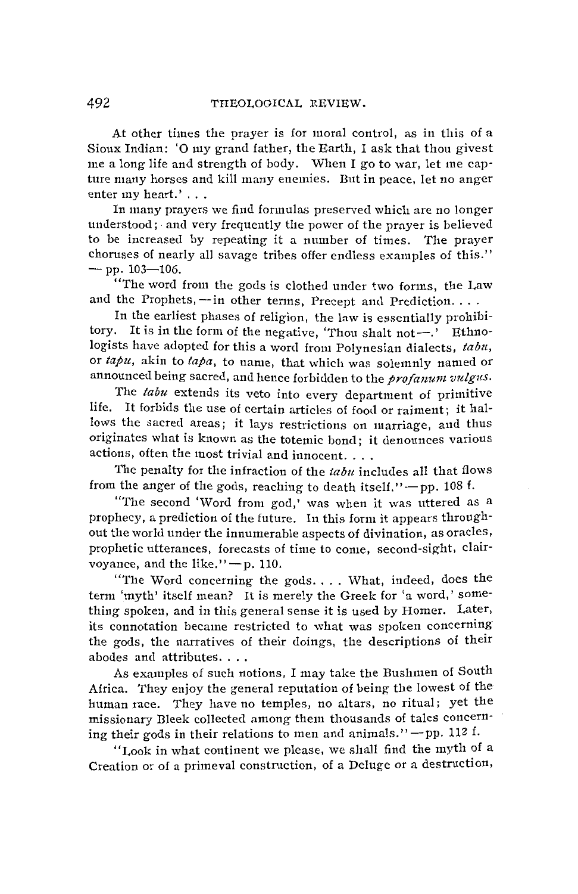At other times the prayer is for moral control, as in this of a Sioux Indian: 'O my grand father, the Earth, I ask that thou givest me a long life and strength of body. When I go to war, let me capture many horses and kill many enemies. But in peace, let no anger enter my heart.' . . .

In many prayers we find formulas preserved which are no longer understood; and very frequently the power of the prayer is believed to be increased by repeating it a number of times. The prayer choruses of nearly all savage tribes offer endless examples of this." — pp. 103—106.

"The word from the gods is clothed under two forms, the Law and the Prophets, — in other terms, Precept and Prediction. . . .

In the earliest phases of religion, the law is essentially prohibitory. It is in the form of the negative, 'Thou shalt not —.' Ethnologists have adopted for this a word from Polynesian dialects, *tabu*, or *tapu*, akin to *tapa*, to name, that which was solemnly named or announced being sacred, and hence forbidden to the *profanum vulgus*.

The *tabu* extends its veto into every department of primitive life. It forbids the use of certain articles of food or raiment; it hallows the sacred areas; it lays restrictions on marriage, and thus originates what is known as the totemic bond; it denounces various actions, often the most trivial and innocent. . . .

The penalty for the infraction of the *tabu* includes all that flows from the anger of the gods, reaching to death itself." — pp. 108 f.

"The second 'Word from god,' was when it was uttered as a prophecy, a prediction of the future. In this form it appears throughout the world under the innumerable aspects of divination, as oracles, prophetic utterances, forecasts of time to come, second-sight, clairvoyance, and the like." — p. 110.

"The Word concerning the gods. . . . What, indeed, does the term 'myth' itself mean? It is merely the Greek for 'a word,' something spoken, and in this general sense it is used by Homer. Later, its connotation became restricted to what was spoken concerning the gods, the narratives of their doings, the descriptions of their abodes and attributes. . . .

As examples of such notions, I may take the Bushmen of South Africa. They enjoy the general reputation of being the lowest of the human race. They have no temples, no altars, no ritual; yet the missionary Bleek collected among them thousands of tales concerning their gods in their relations to men and animals." — pp. 112 f.

"Look in what continent we please, we shall find the myth of a Creation or of a primeval construction, of a Deluge or a destruction,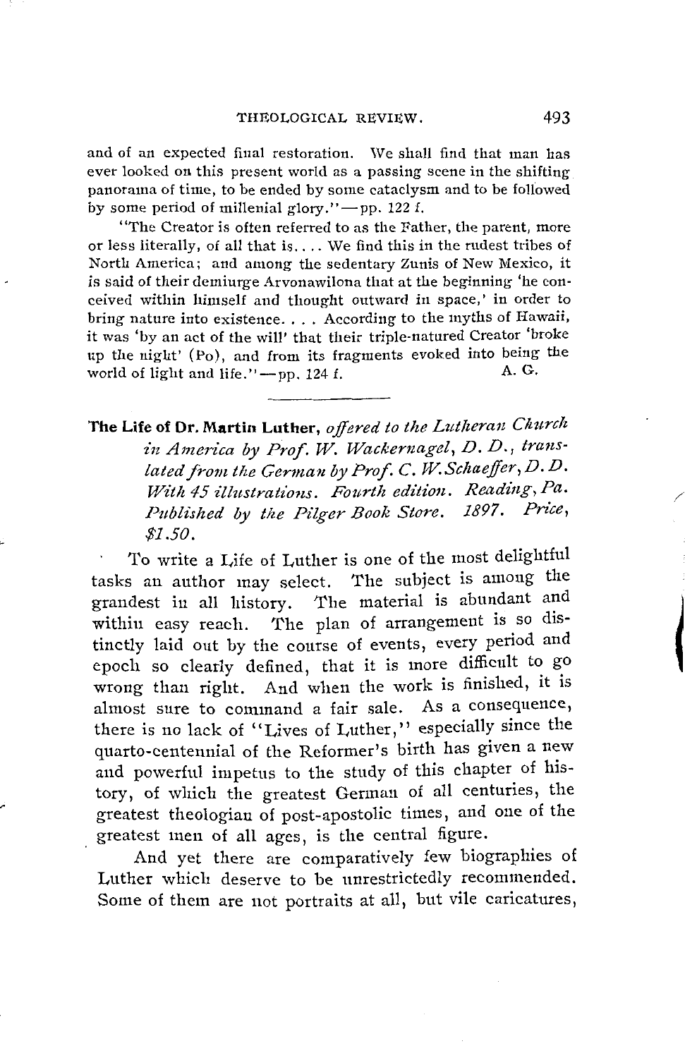and of an expected final restoration. We shall find that man has ever looked on this present world as a passing scene in the shifting panorama of time, to be ended by some cataclysm and to be followed by some period of millenial glory."—pp. 122 f.

"The Creator is often referred to as the Father, the parent, more or less literally, of all that is. . . . We find this in the rudest tribes of North America; and among the sedentary Zunis of New Mexico, it is said of their demiurge Arvonawilona that at the beginning 'he conceived within himself and thought outward in space,' in order to bring nature into existence. . . . According to the myths of Hawaii, it was 'by an act of the will' that their triple-natured Creator 'broke up the night' (Po), and from its fragments evoked into being the world of light and life."—pp. 124 f.

A. G.

---

**The Life of Dr. Martin Luther,** *offered to the Lutheran Church in America by Prof. W. Wackernagel, D. D., translated from the German by Prof. C. W. Schaeffer, D. D. With 45 illustrations. Fourth edition. Reading, Pa. Published by the Pilger Book Store. 1897. Price, $1.50.*

To write a Life of Luther is one of the most delightful tasks an author may select. The subject is among the grandest in all history. The material is abundant and within easy reach. The plan of arrangement is so distinctly laid out by the course of events, every period and epoch so clearly defined, that it is more difficult to go wrong than right. And when the work is finished, it is almost sure to command a fair sale. As a consequence, there is no lack of "Lives of Luther," especially since the quarto-centennial of the Reformer's birth has given a new and powerful impetus to the study of this chapter of history, of which the greatest German of all centuries, the greatest theologian of post-apostolic times, and one of the greatest men of all ages, is the central figure.

And yet there are comparatively few biographies of Luther which deserve to be unrestrictedly recommended. Some of them are not portraits at all, but vile caricatures,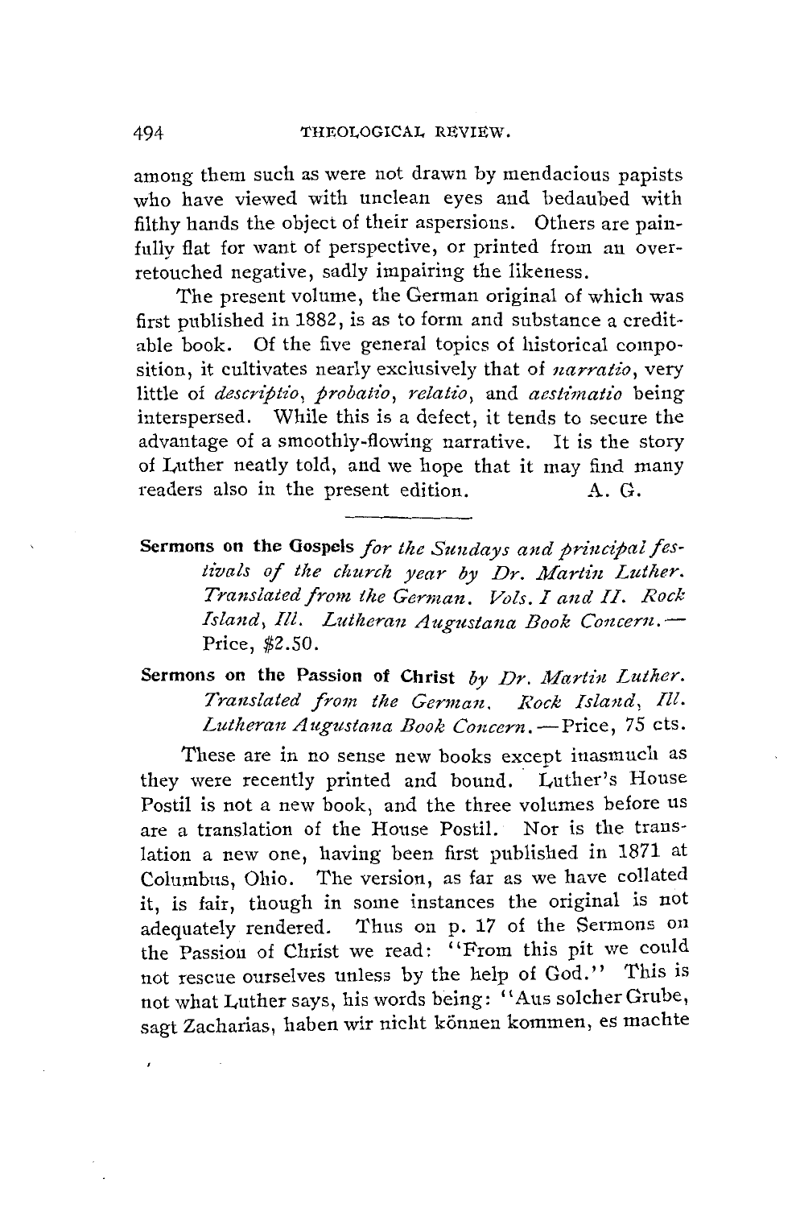among them such as were not drawn by mendacious papists who have viewed with unclean eyes and bedaubed with filthy hands the object of their aspersions. Others are painfully flat for want of perspective, or printed from an over-retouched negative, sadly impairing the likeness.

The present volume, the German original of which was first published in 1882, is as to form and substance a creditable book. Of the five general topics of historical composition, it cultivates nearly exclusively that of *narratio*, very little of *descriptio*, *probatio*, *relatio*, and *aestimatio* being interspersed. While this is a defect, it tends to secure the advantage of a smoothly-flowing narrative. It is the story of Luther neatly told, and we hope that it may find many readers also in the present edition. A. G.

---

**Sermons on the Gospels** *for the Sundays and principal festivals of the church year by Dr. Martin Luther. Translated from the German. Vols. I and II. Rock Island, Ill. Lutheran Augustana Book Concern.*—Price, $2.50.

**Sermons on the Passion of Christ** *by Dr. Martin Luther. Translated from the German. Rock Island, Ill. Lutheran Augustana Book Concern.*—Price, 75 cts.

These are in no sense new books except inasmuch as they were recently printed and bound. Luther's House Postil is not a new book, and the three volumes before us are a translation of the House Postil. Nor is the translation a new one, having been first published in 1871 at Columbus, Ohio. The version, as far as we have collated it, is fair, though in some instances the original is not adequately rendered. Thus on p. 17 of the Sermons on the Passion of Christ we read: "From this pit we could not rescue ourselves unless by the help of God." This is not what Luther says, his words being: "Aus solcher Grube, sagt Zacharias, haben wir nicht können kommen, es machte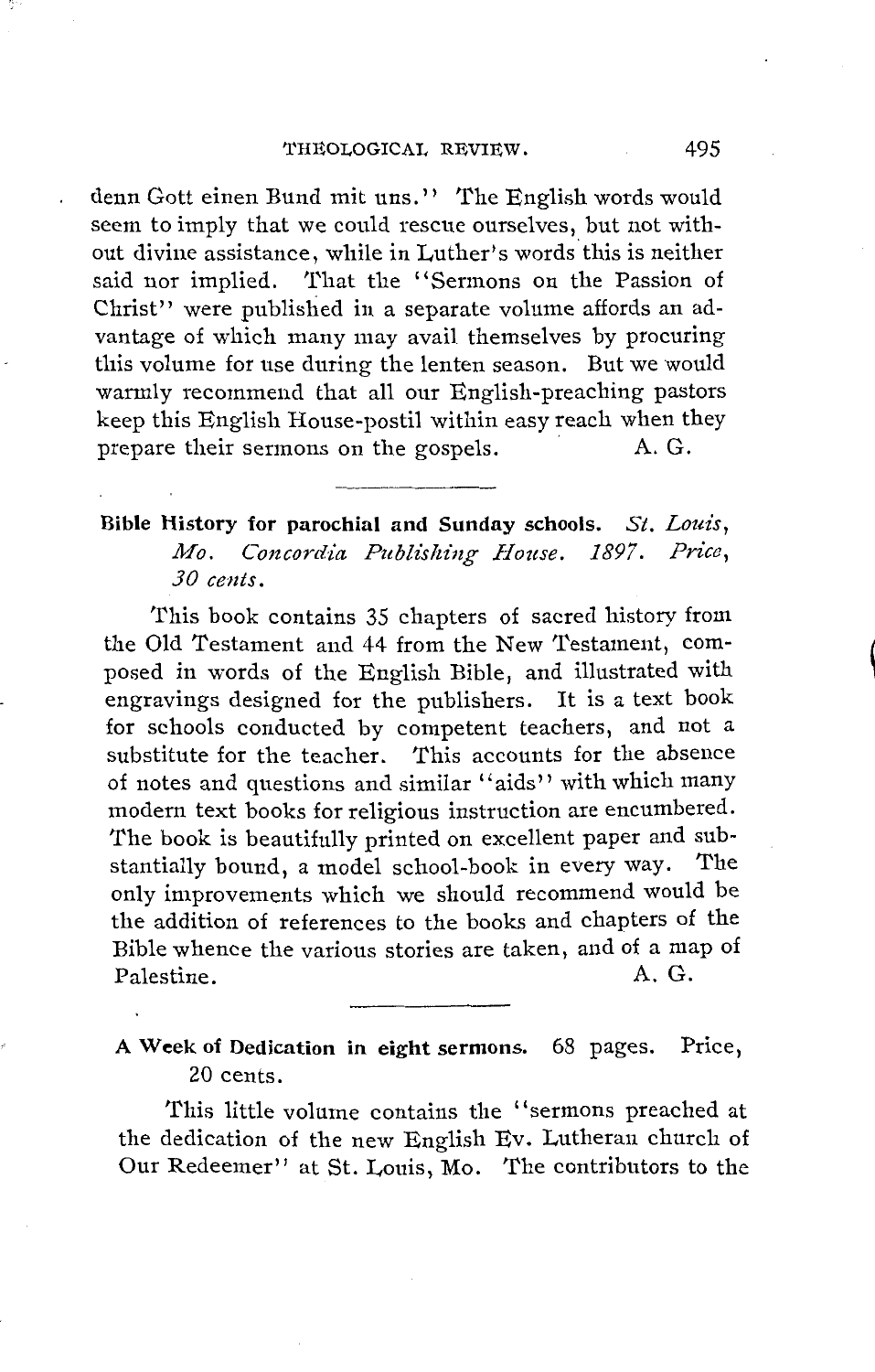denn Gott einen Bund mit uns." The English words would seem to imply that we could rescue ourselves, but not without divine assistance, while in Luther's words this is neither said nor implied. That the "Sermons on the Passion of Christ" were published in a separate volume affords an advantage of which many may avail themselves by procuring this volume for use during the lenten season. But we would warmly recommend that all our English-preaching pastors keep this English House-postil within easy reach when they prepare their sermons on the gospels. A. G.

---

**Bible History for parochial and Sunday schools.** *St. Louis, Mo. Concordia Publishing House. 1897. Price, 30 cents.*

This book contains 35 chapters of sacred history from the Old Testament and 44 from the New Testament, composed in words of the English Bible, and illustrated with engravings designed for the publishers. It is a text book for schools conducted by competent teachers, and not a substitute for the teacher. This accounts for the absence of notes and questions and similar "aids" with which many modern text books for religious instruction are encumbered. The book is beautifully printed on excellent paper and substantially bound, a model school-book in every way. The only improvements which we should recommend would be the addition of references to the books and chapters of the Bible whence the various stories are taken, and of a map of Palestine. A. G.

---

**A Week of Dedication in eight sermons.** 68 pages. Price, 20 cents.

This little volume contains the "sermons preached at the dedication of the new English Ev. Lutheran church of Our Redeemer" at St. Louis, Mo. The contributors to the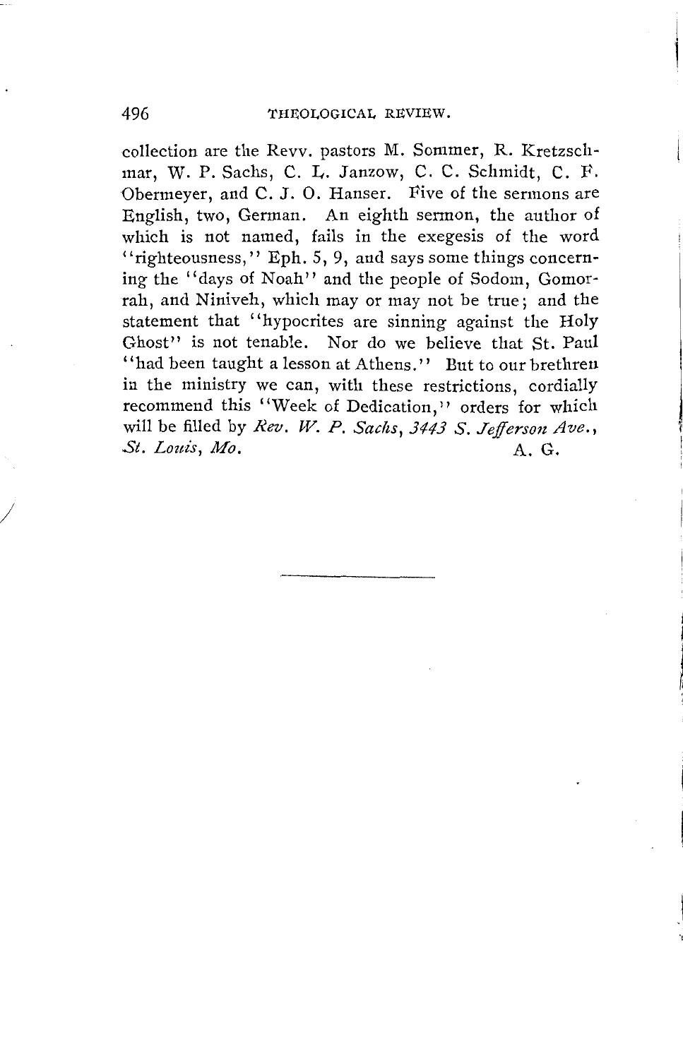collection are the Revv. pastors M. Sommer, R. Kretzschmar, W. P. Sachs, C. L. Janzow, C. C. Schmidt, C. F. Obermeyer, and C. J. O. Hanser. Five of the sermons are English, two, German. An eighth sermon, the author of which is not named, fails in the exegesis of the word "righteousness," Eph. 5, 9, and says some things concerning the "days of Noah" and the people of Sodom, Gomorrah, and Niniveh, which may or may not be true; and the statement that "hypocrites are sinning against the Holy Ghost" is not tenable. Nor do we believe that St. Paul "had been taught a lesson at Athens." But to our brethren in the ministry we can, with these restrictions, cordially recommend this "Week of Dedication," orders for which will be filled by *Rev. W. P. Sachs, 3443 S. Jefferson Ave., St. Louis, Mo.*

A. G.